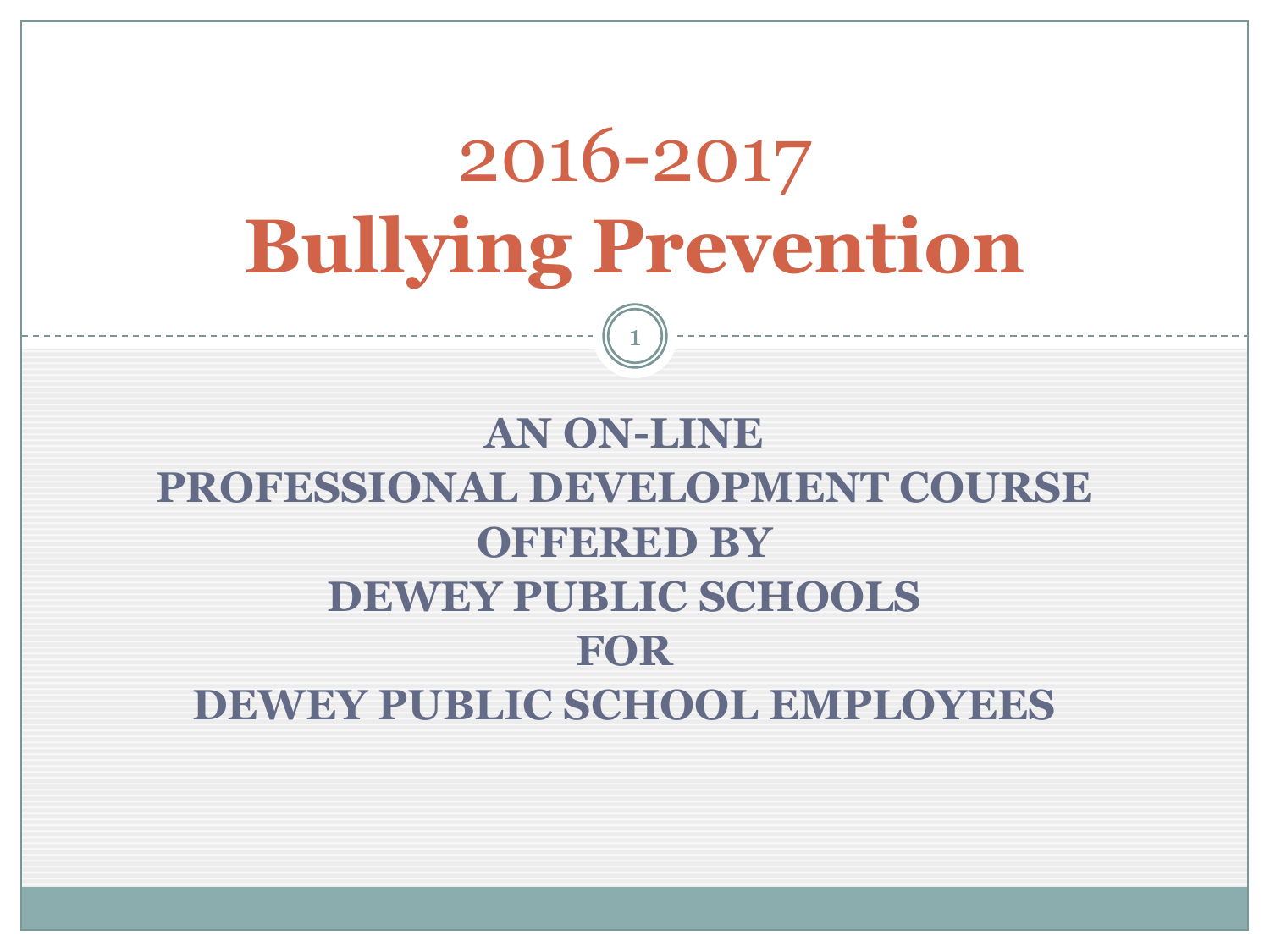# 2016-2017
# Bullying Prevention

**AN ON-LINE**
**PROFESSIONAL DEVELOPMENT COURSE**
**OFFERED BY**
**DEWEY PUBLIC SCHOOLS**
**FOR**
**DEWEY PUBLIC SCHOOL EMPLOYEES**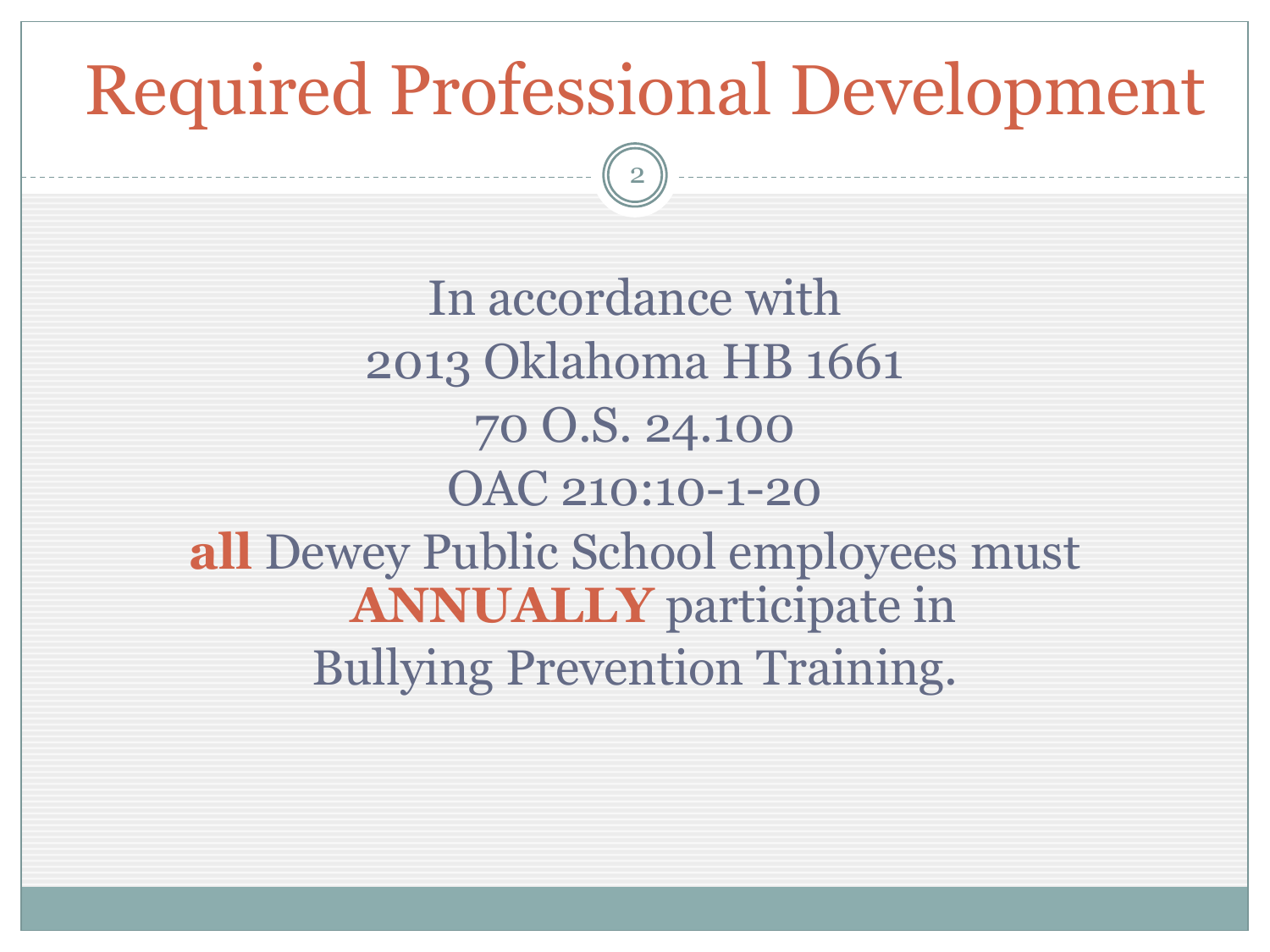# Required Professional Development

In accordance with

2013 Oklahoma HB 1661

70 O.S. 24.100

OAC 210:10-1-20

**all** Dewey Public School employees must **ANNUALLY** participate in Bullying Prevention Training.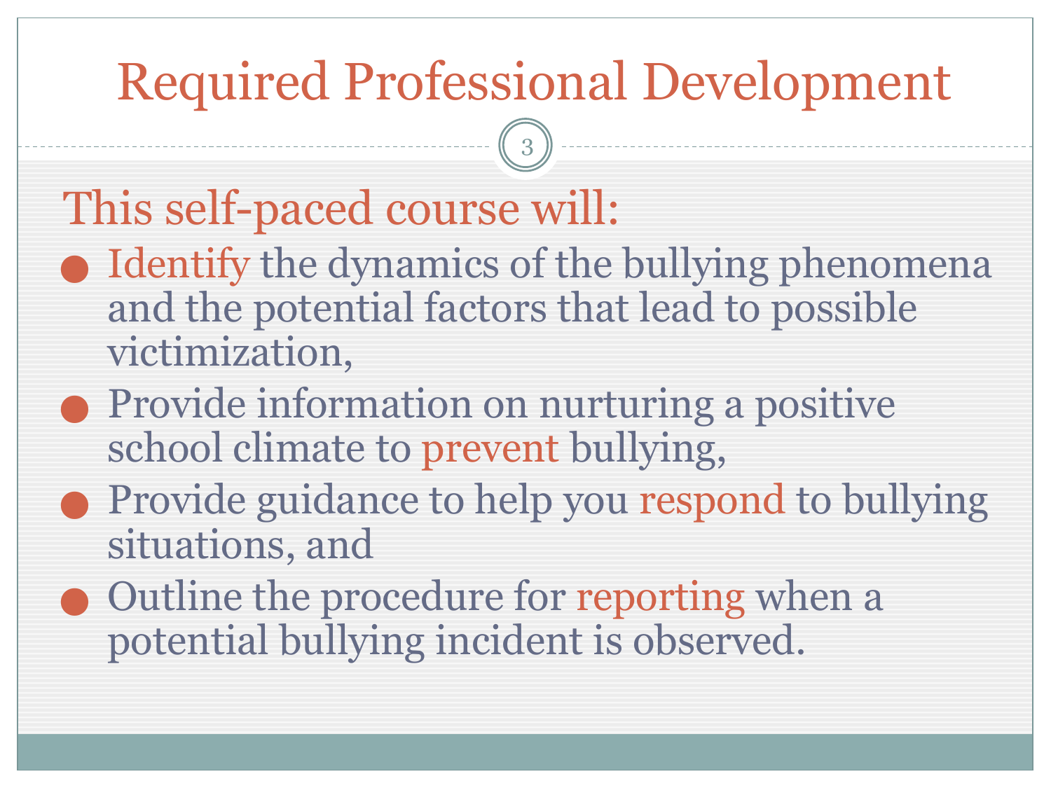# Required Professional Development

## This self-paced course will:

- Identify the dynamics of the bullying phenomena and the potential factors that lead to possible victimization,
- Provide information on nurturing a positive school climate to prevent bullying,
- Provide guidance to help you respond to bullying situations, and
- Outline the procedure for reporting when a potential bullying incident is observed.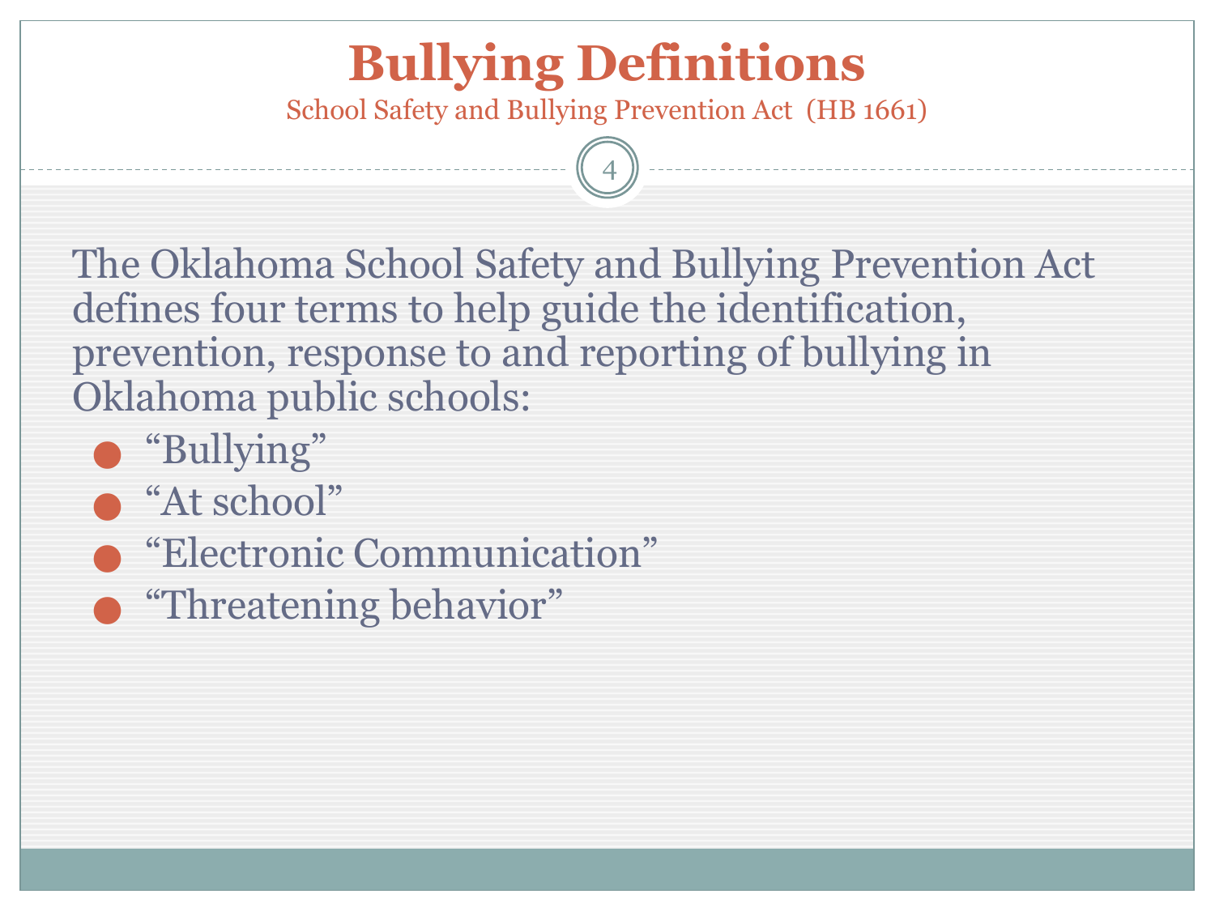# Bullying Definitions

School Safety and Bullying Prevention Act (HB 1661)

The Oklahoma School Safety and Bullying Prevention Act defines four terms to help guide the identification, prevention, response to and reporting of bullying in Oklahoma public schools:

- “Bullying”
- “At school”
- “Electronic Communication”
- “Threatening behavior”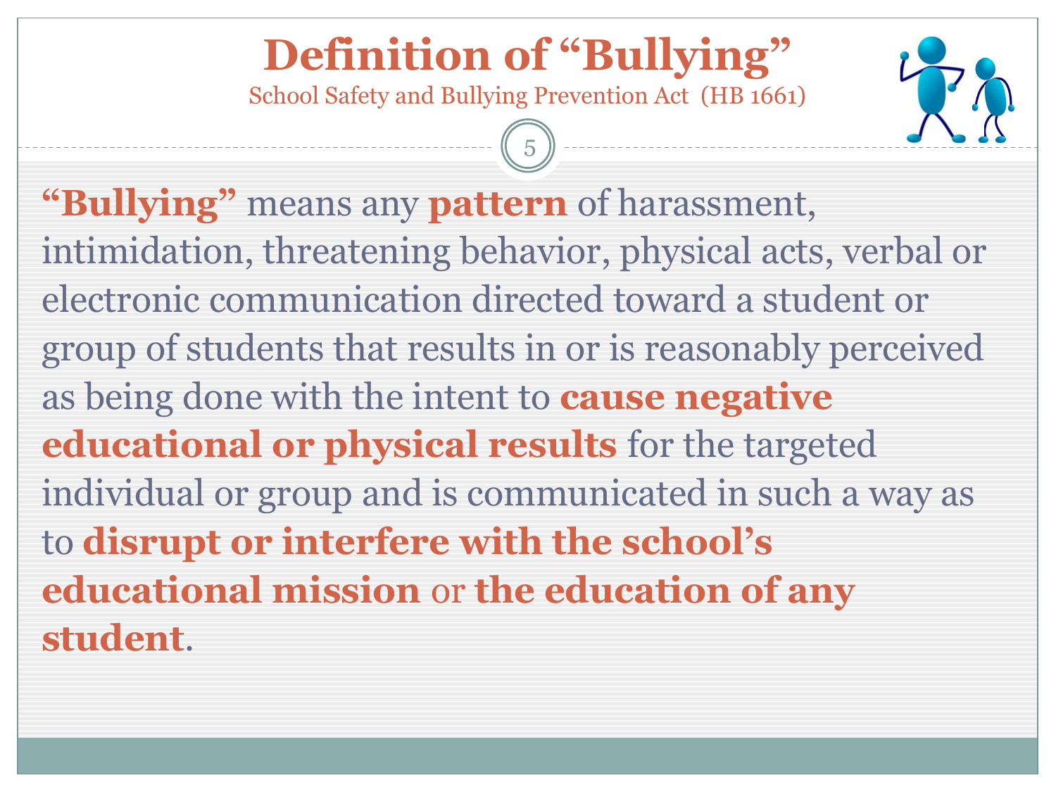# Definition of "Bullying"

School Safety and Bullying Prevention Act (HB 1661)

**"Bullying"** means any **pattern** of harassment, intimidation, threatening behavior, physical acts, verbal or electronic communication directed toward a student or group of students that results in or is reasonably perceived as being done with the intent to **cause negative educational or physical results** for the targeted individual or group and is communicated in such a way as to **disrupt or interfere with the school's educational mission** or **the education of any student**.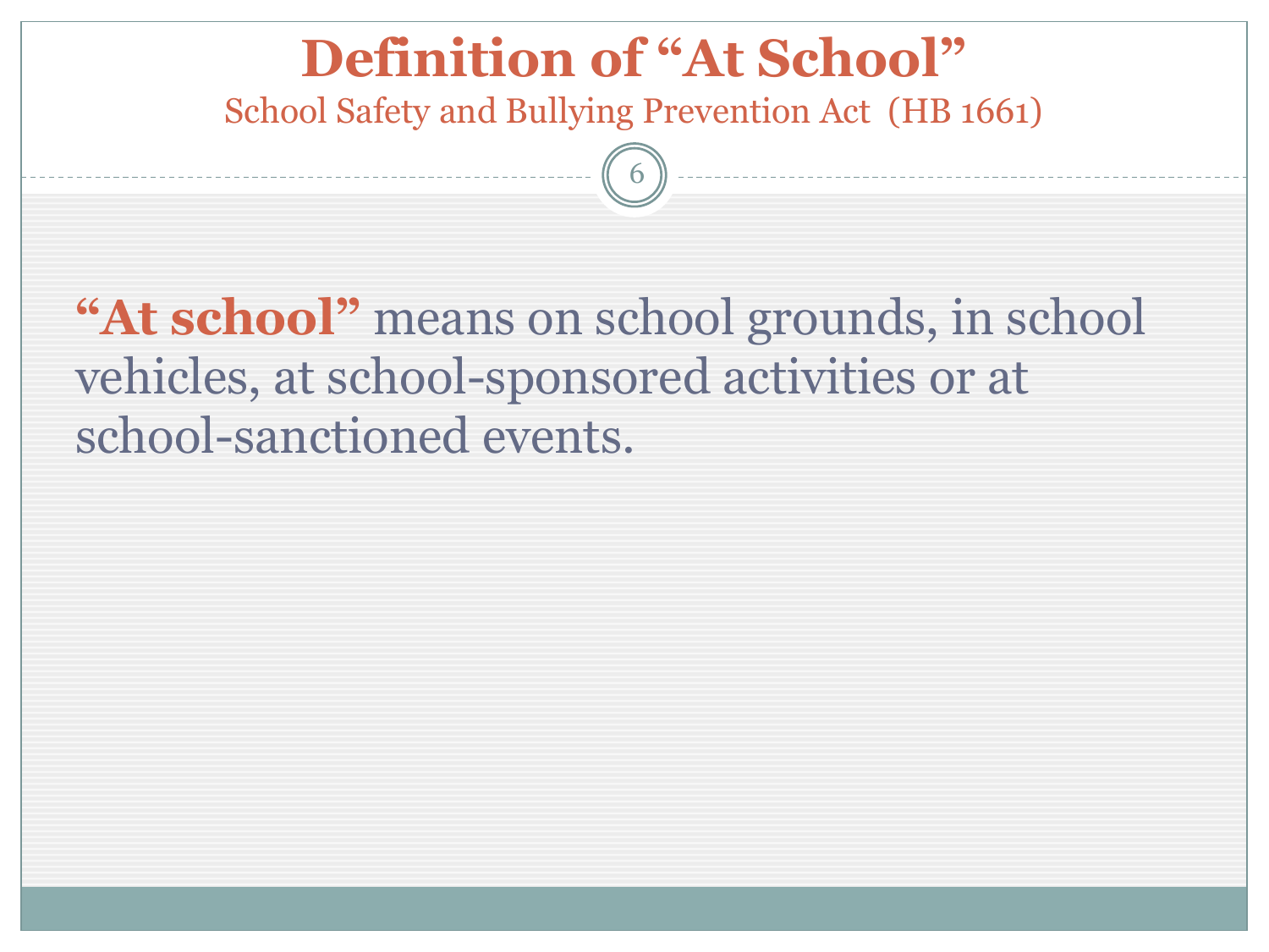# Definition of "At School"

School Safety and Bullying Prevention Act (HB 1661)

**"At school"** means on school grounds, in school vehicles, at school-sponsored activities or at school-sanctioned events.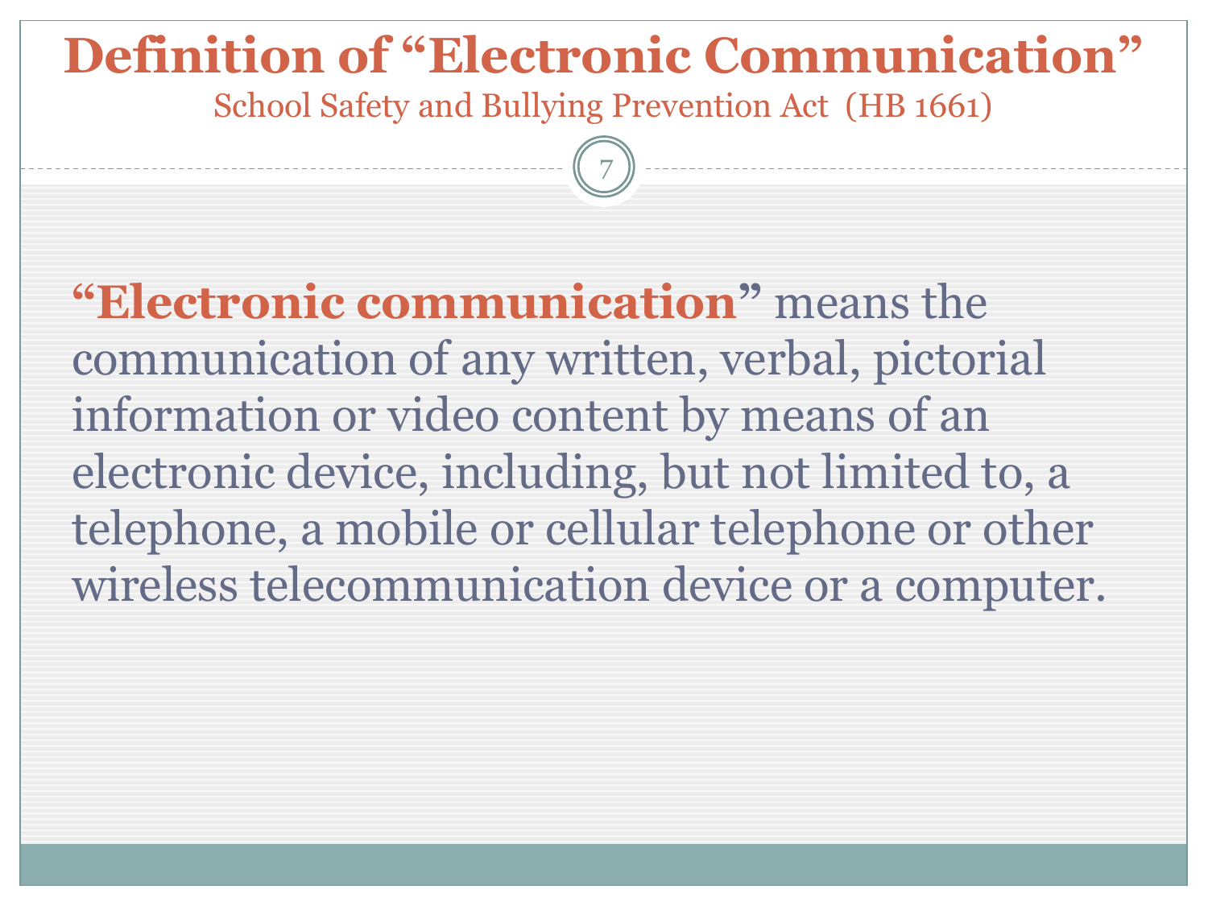# Definition of "Electronic Communication"

School Safety and Bullying Prevention Act (HB 1661)

"**Electronic communication**" means the communication of any written, verbal, pictorial information or video content by means of an electronic device, including, but not limited to, a telephone, a mobile or cellular telephone or other wireless telecommunication device or a computer.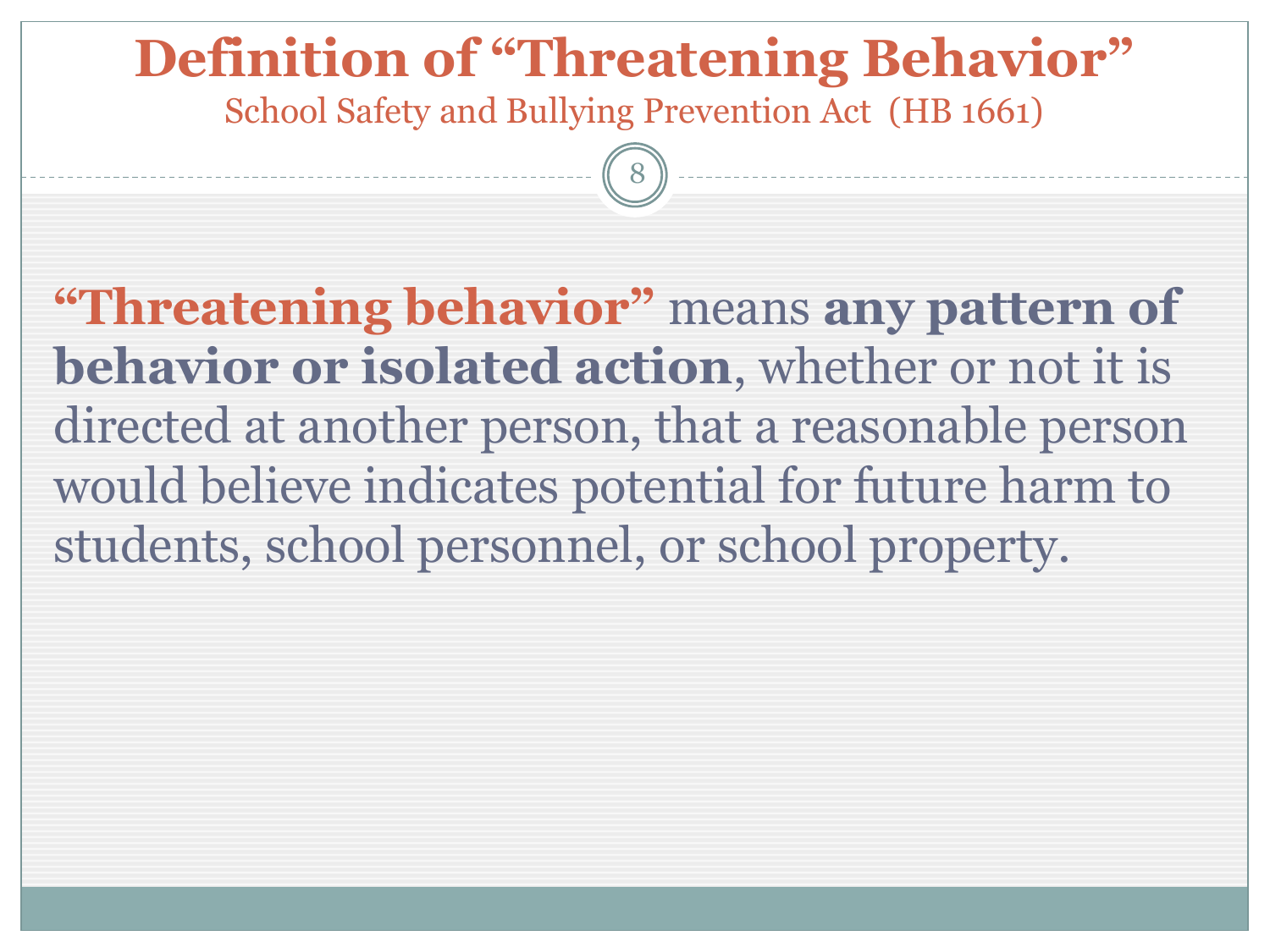# Definition of “Threatening Behavior”

School Safety and Bullying Prevention Act (HB 1661)

**“Threatening behavior”** means **any pattern of behavior or isolated action**, whether or not it is directed at another person, that a reasonable person would believe indicates potential for future harm to students, school personnel, or school property.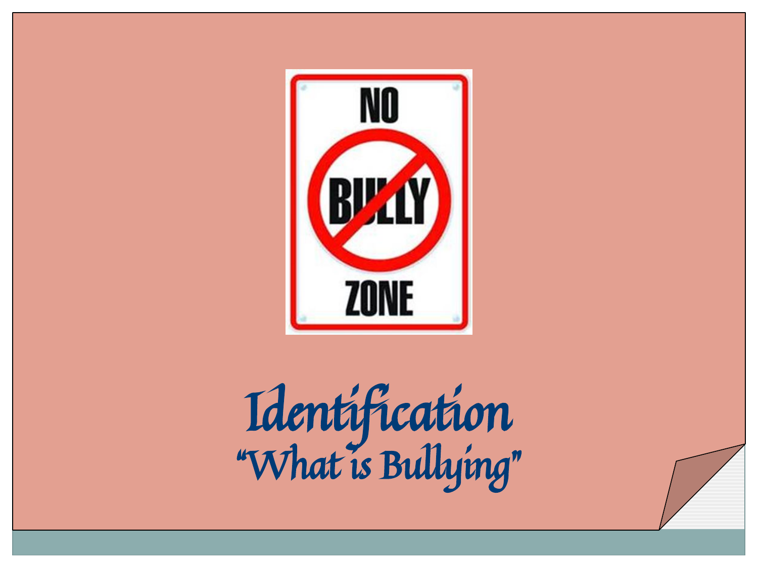# Identification

## "What is Bullying"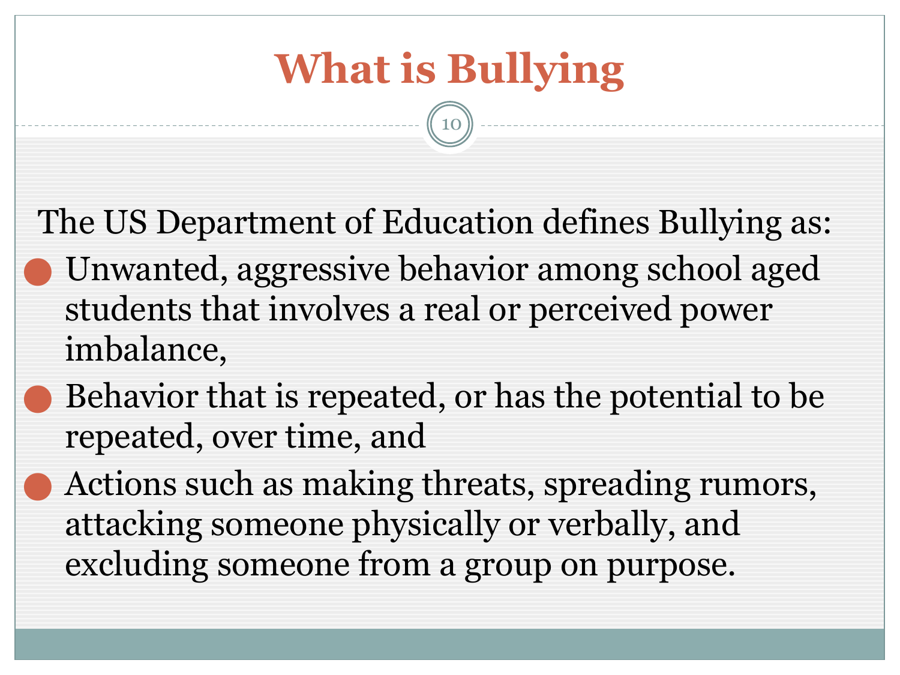# What is Bullying

The US Department of Education defines Bullying as:

- Unwanted, aggressive behavior among school aged students that involves a real or perceived power imbalance,
- Behavior that is repeated, or has the potential to be repeated, over time, and
- Actions such as making threats, spreading rumors, attacking someone physically or verbally, and excluding someone from a group on purpose.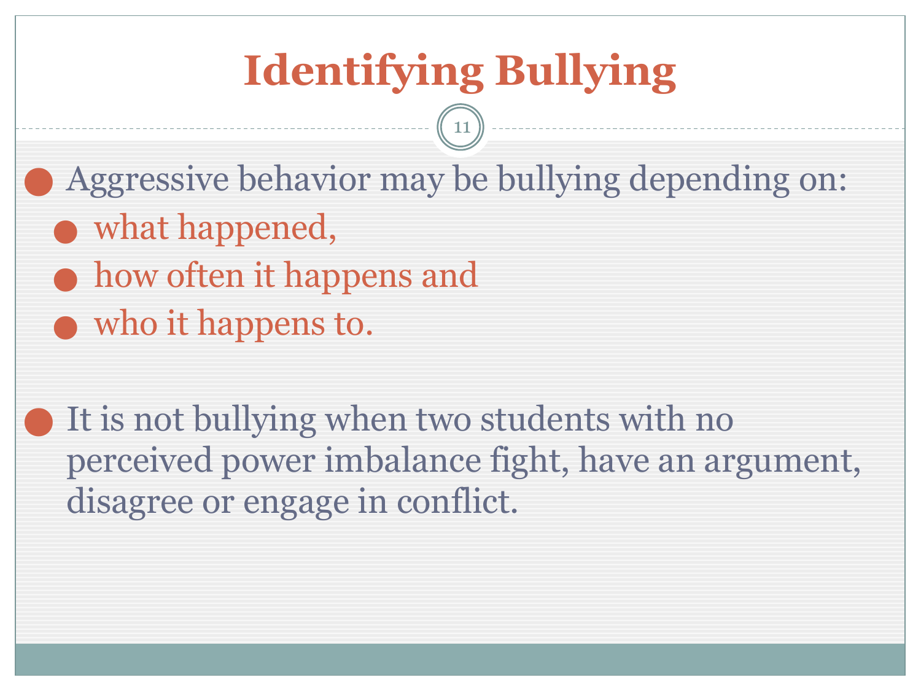# Identifying Bullying

- Aggressive behavior may be bullying depending on:
  - what happened,
  - how often it happens and
  - who it happens to.

- It is not bullying when two students with no perceived power imbalance fight, have an argument, disagree or engage in conflict.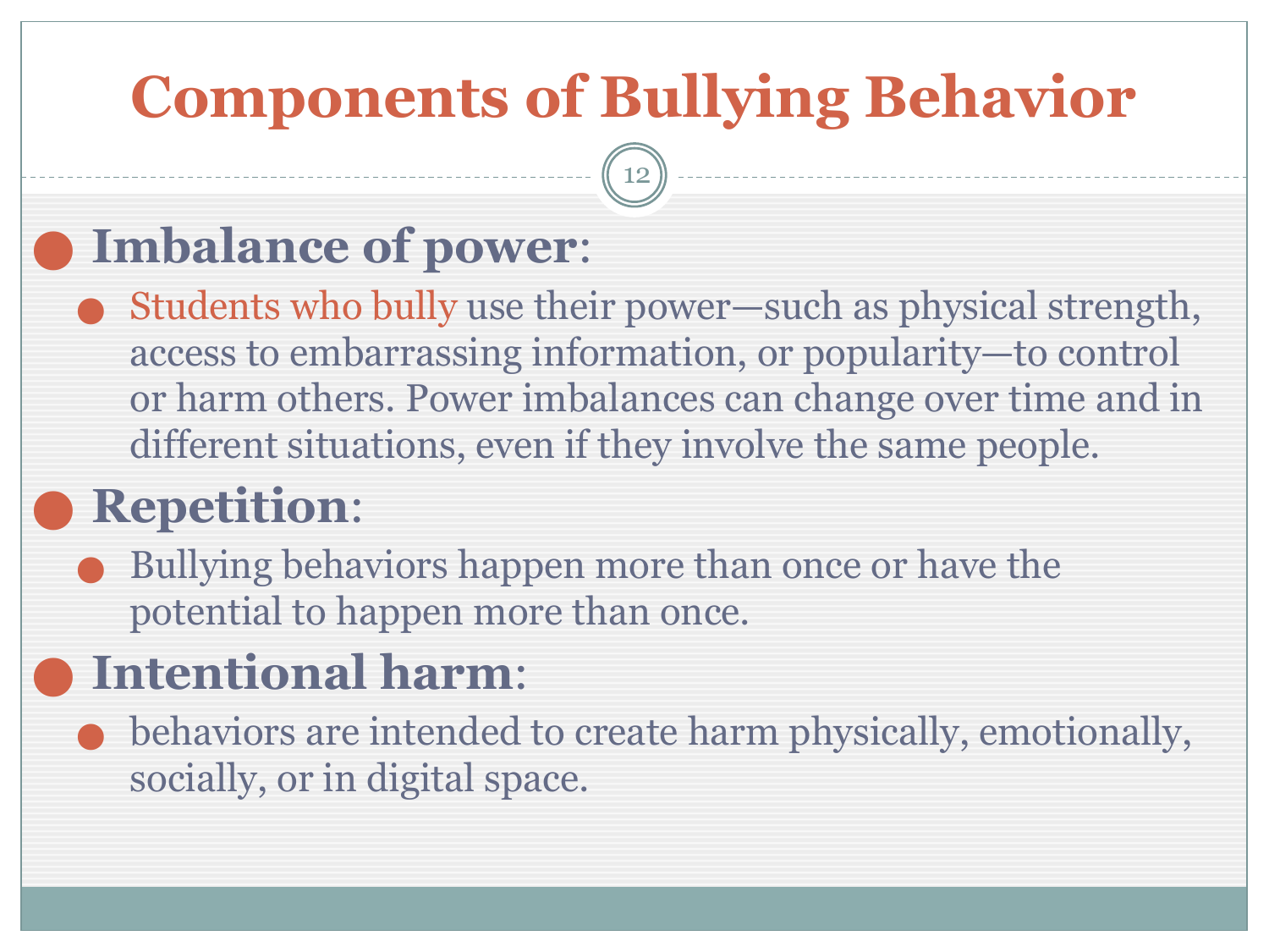# Components of Bullying Behavior

- **Imbalance of power**:
  - Students who bully use their power—such as physical strength, access to embarrassing information, or popularity—to control or harm others. Power imbalances can change over time and in different situations, even if they involve the same people.
- **Repetition**:
  - Bullying behaviors happen more than once or have the potential to happen more than once.
- **Intentional harm**:
  - behaviors are intended to create harm physically, emotionally, socially, or in digital space.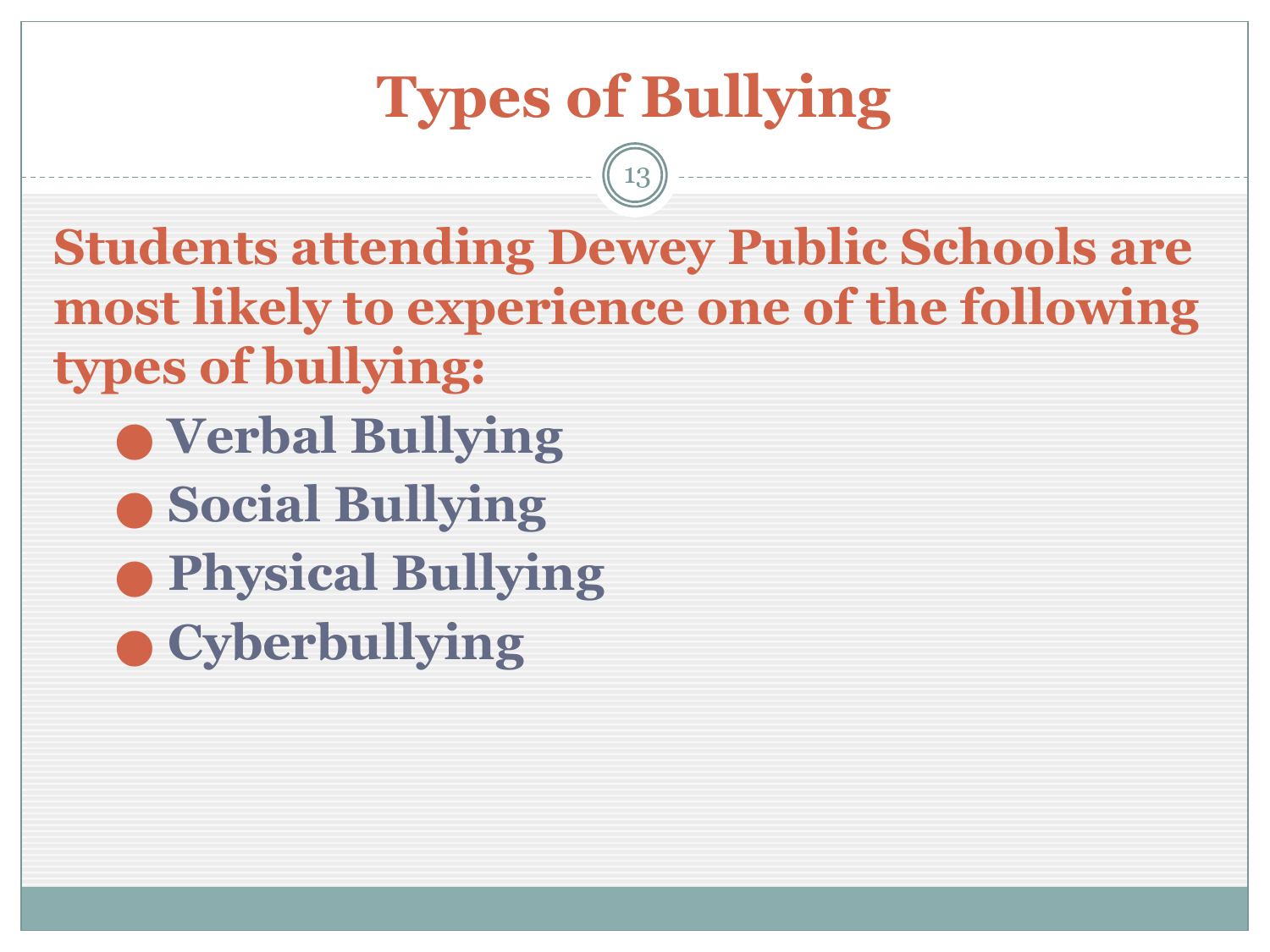# Types of Bullying

**Students attending Dewey Public Schools are most likely to experience one of the following types of bullying:**

- **Verbal Bullying**
- **Social Bullying**
- **Physical Bullying**
- **Cyberbullying**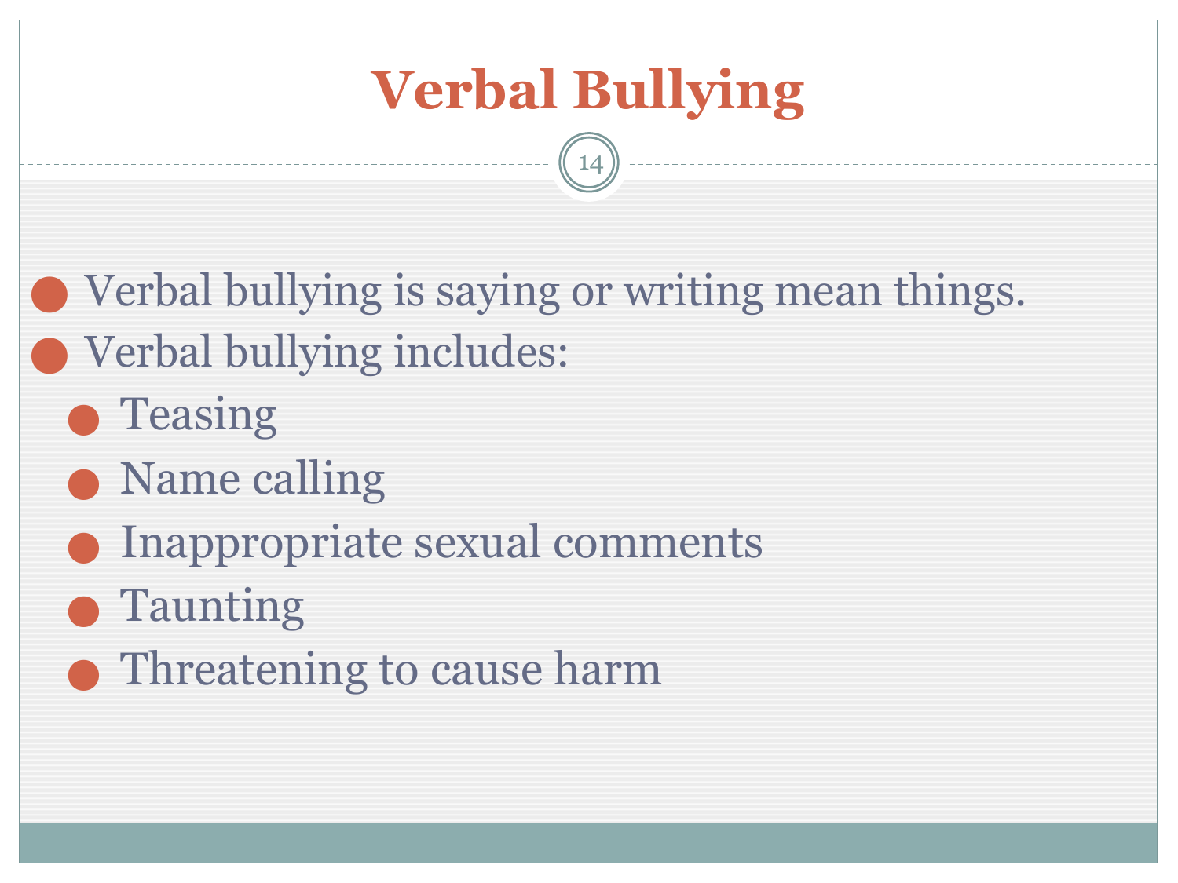# Verbal Bullying

- Verbal bullying is saying or writing mean things.
- Verbal bullying includes:
  - Teasing
  - Name calling
  - Inappropriate sexual comments
  - Taunting
  - Threatening to cause harm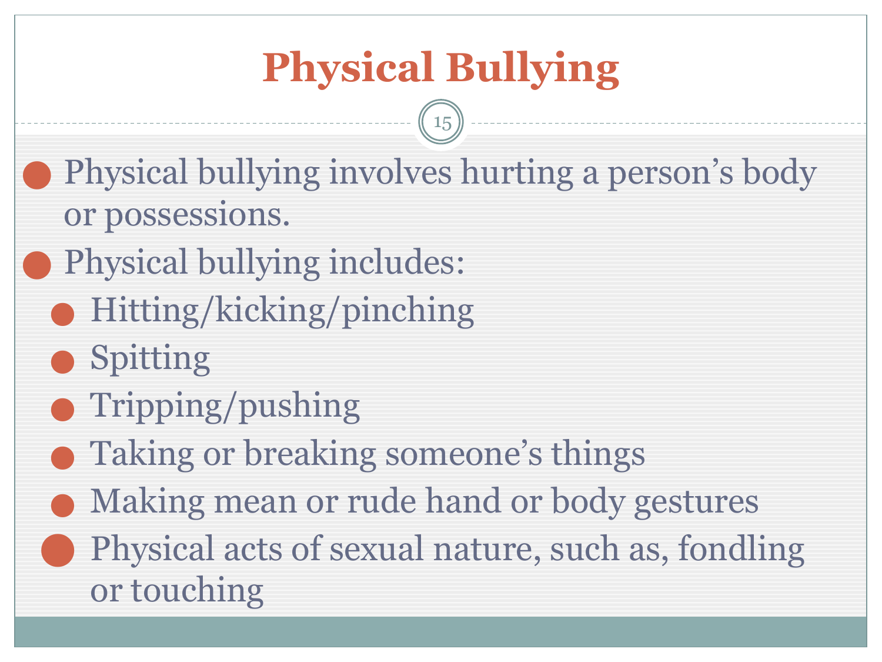# Physical Bullying

- Physical bullying involves hurting a person's body or possessions.
- Physical bullying includes:
  - Hitting/kicking/pinching
  - Spitting
  - Tripping/pushing
  - Taking or breaking someone's things
  - Making mean or rude hand or body gestures
  - Physical acts of sexual nature, such as, fondling or touching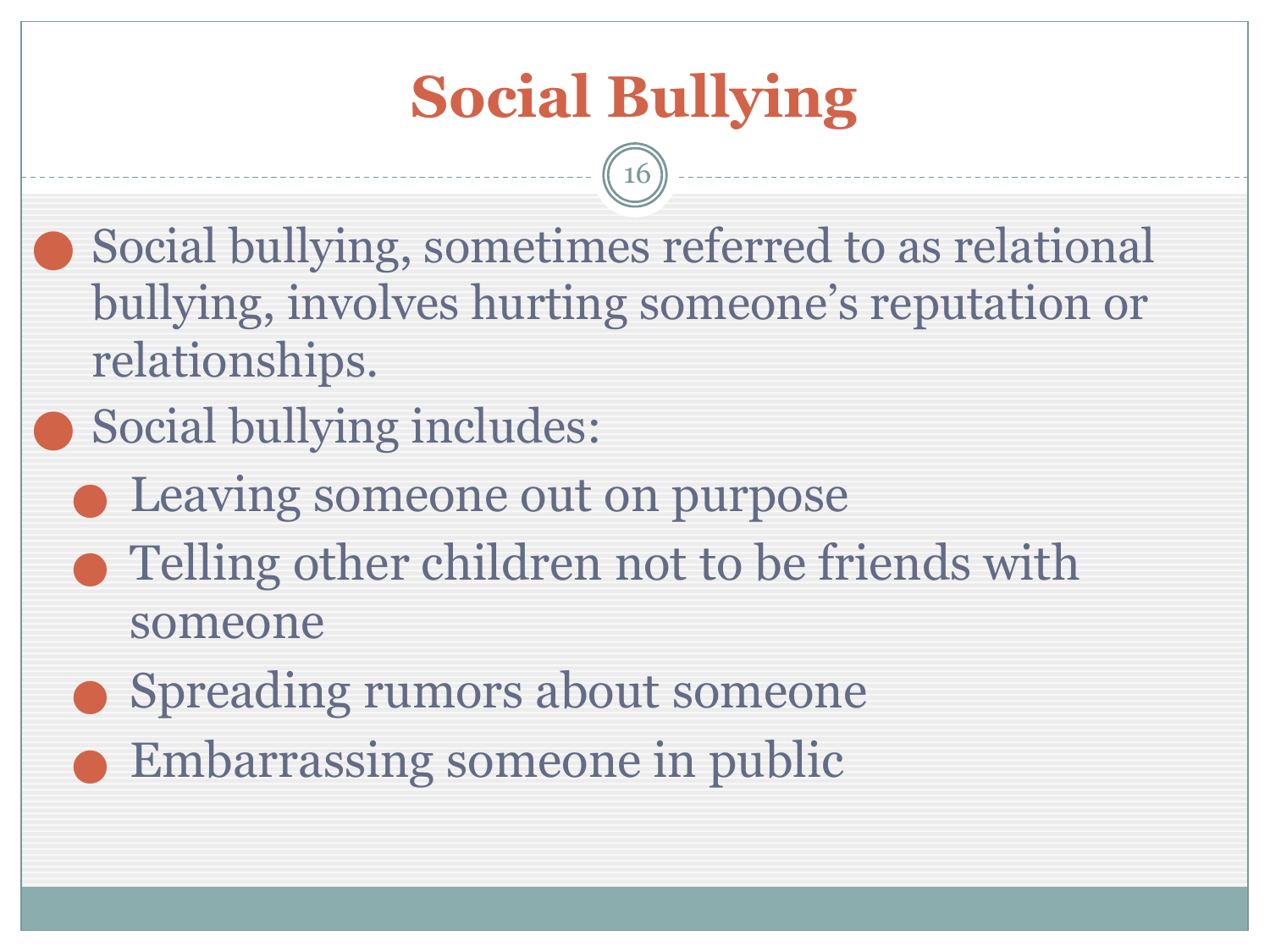# Social Bullying

- Social bullying, sometimes referred to as relational bullying, involves hurting someone's reputation or relationships.
- Social bullying includes:
  - Leaving someone out on purpose
  - Telling other children not to be friends with someone
  - Spreading rumors about someone
  - Embarrassing someone in public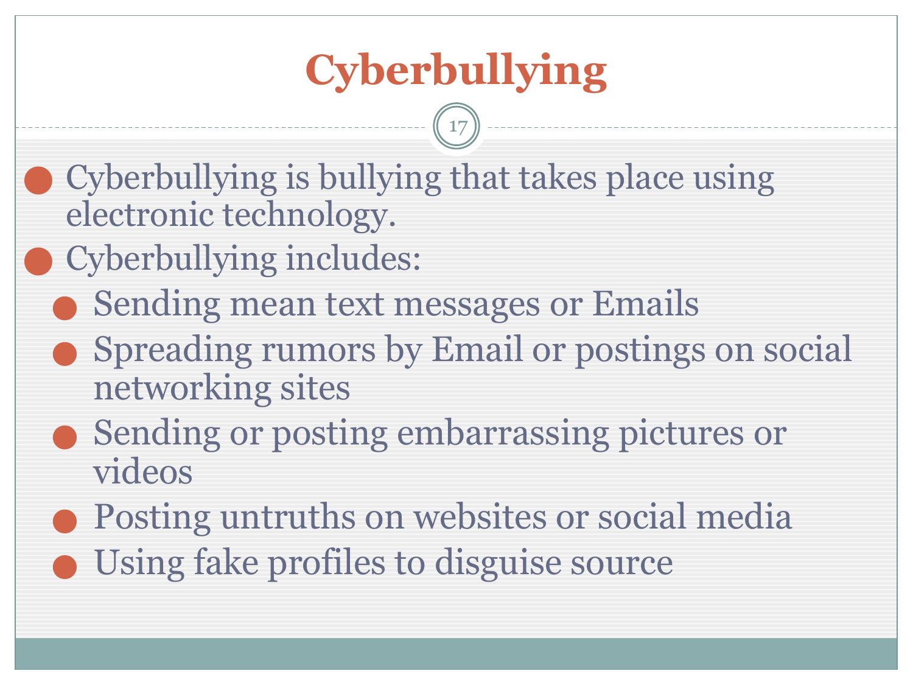# Cyberbullying

- Cyberbullying is bullying that takes place using electronic technology.
- Cyberbullying includes:
  - Sending mean text messages or Emails
  - Spreading rumors by Email or postings on social networking sites
  - Sending or posting embarrassing pictures or videos
  - Posting untruths on websites or social media
  - Using fake profiles to disguise source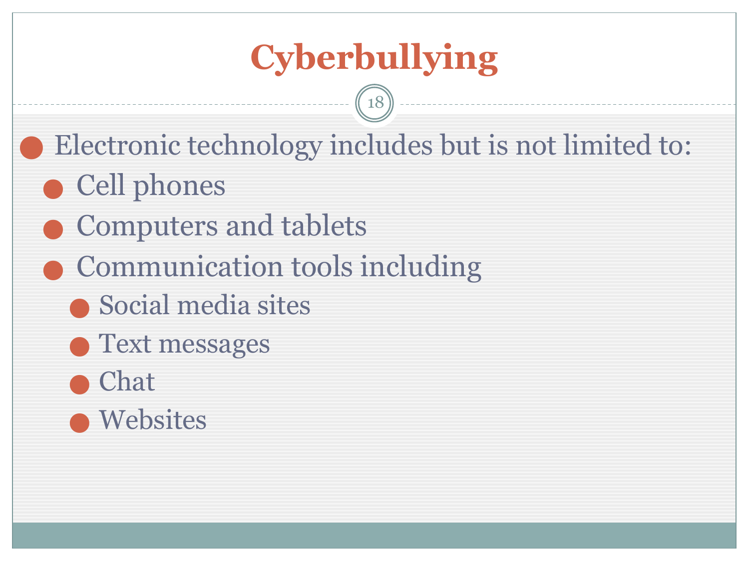# Cyberbullying

- Electronic technology includes but is not limited to:
  - Cell phones
  - Computers and tablets
  - Communication tools including
    - Social media sites
    - Text messages
    - Chat
    - Websites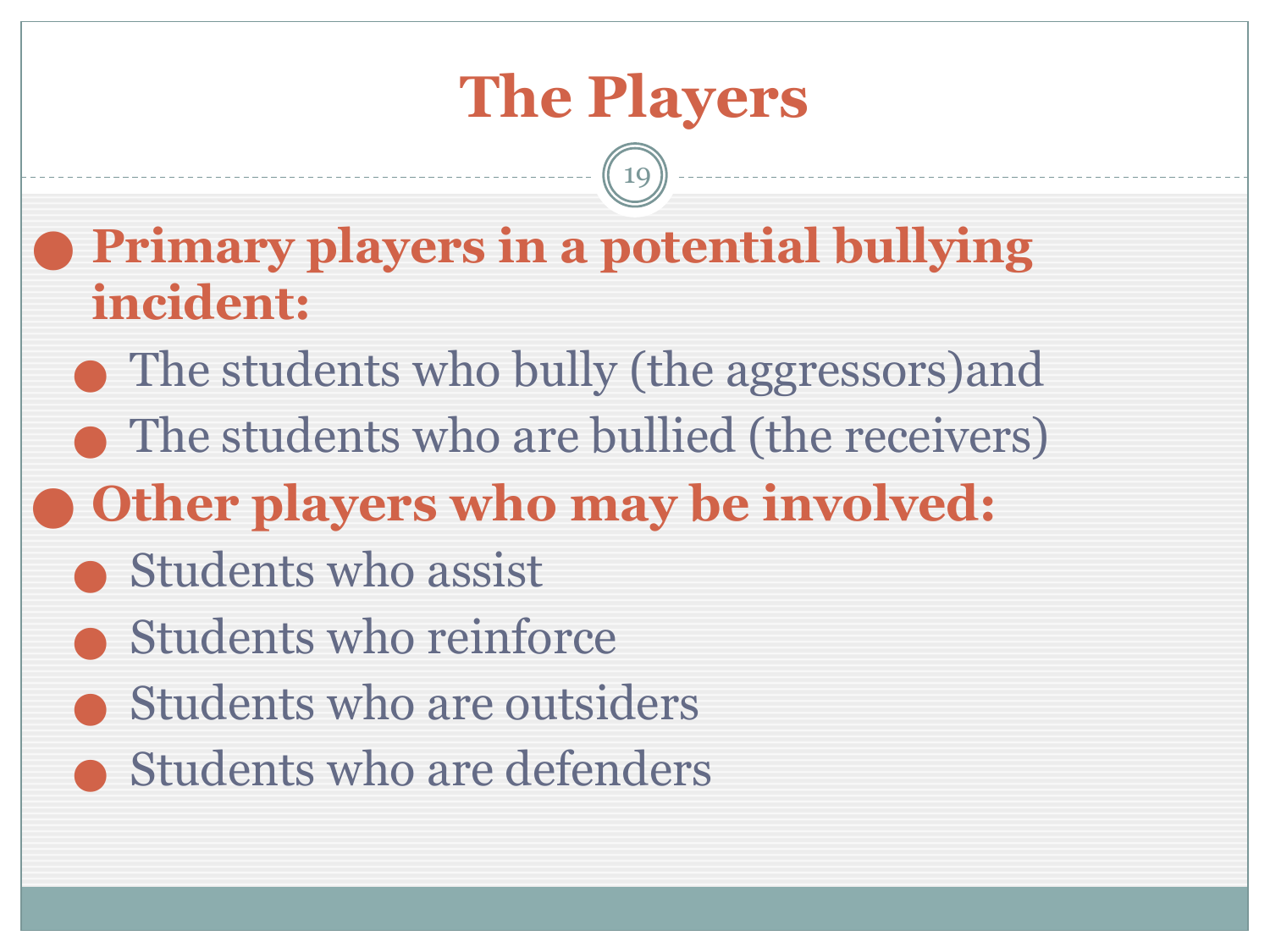# The Players

- **Primary players in a potential bullying incident:**
  - The students who bully (the aggressors)and
  - The students who are bullied (the receivers)
- **Other players who may be involved:**
  - Students who assist
  - Students who reinforce
  - Students who are outsiders
  - Students who are defenders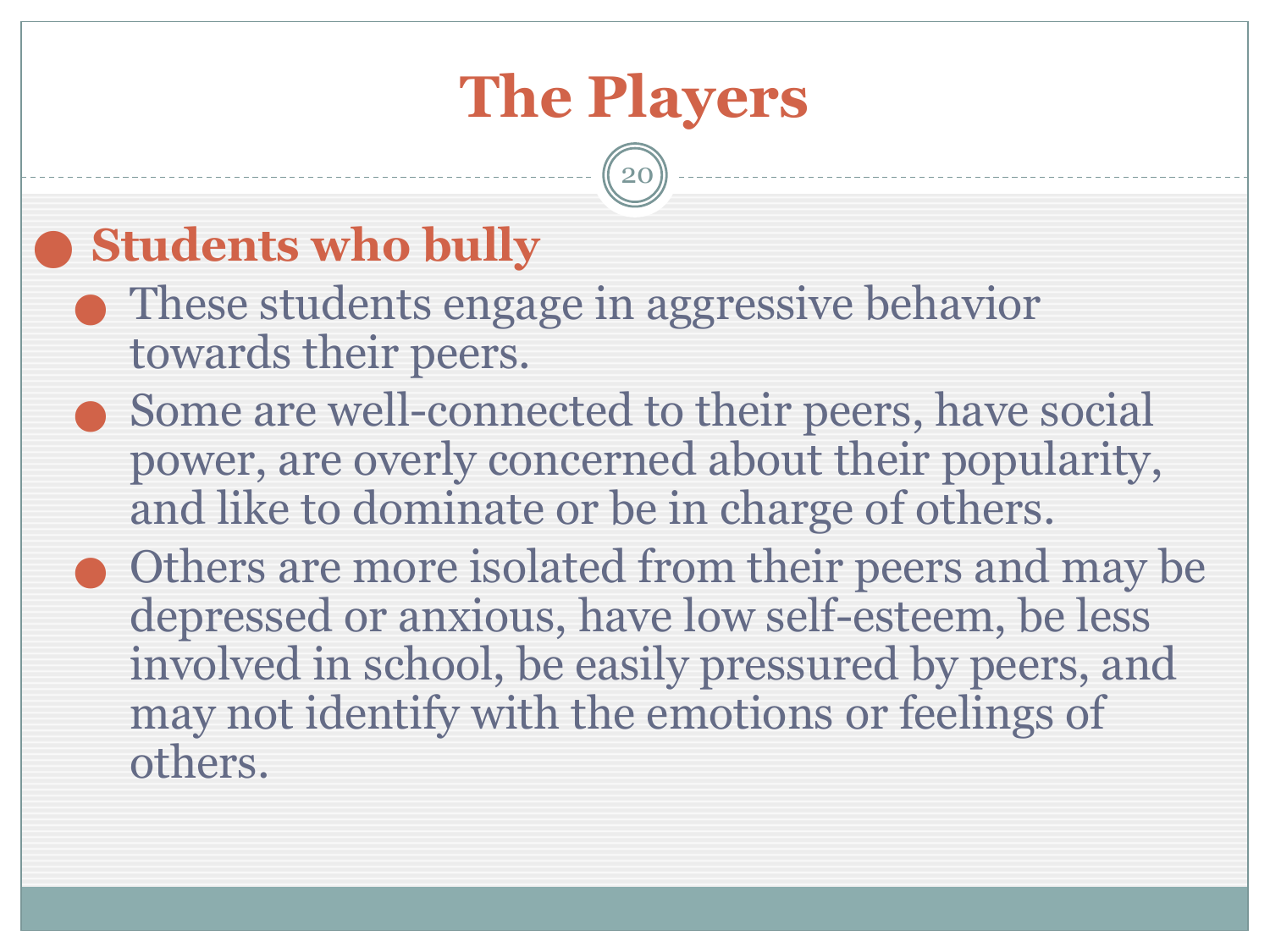# The Players

- **Students who bully**
  - These students engage in aggressive behavior towards their peers.
  - Some are well-connected to their peers, have social power, are overly concerned about their popularity, and like to dominate or be in charge of others.
  - Others are more isolated from their peers and may be depressed or anxious, have low self-esteem, be less involved in school, be easily pressured by peers, and may not identify with the emotions or feelings of others.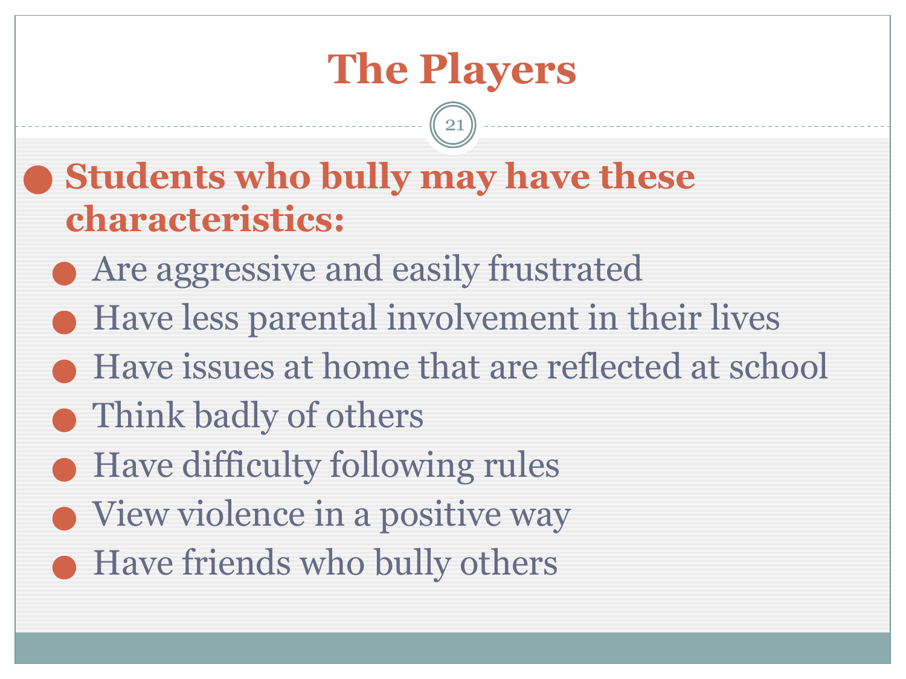# The Players

- **Students who bully may have these characteristics:**
  - Are aggressive and easily frustrated
  - Have less parental involvement in their lives
  - Have issues at home that are reflected at school
  - Think badly of others
  - Have difficulty following rules
  - View violence in a positive way
  - Have friends who bully others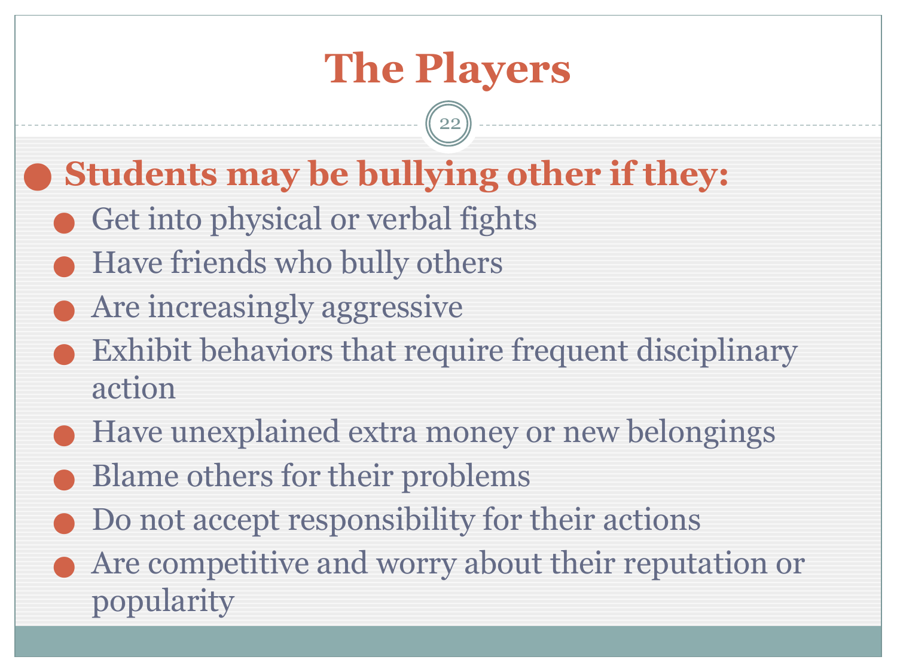# The Players

- **Students may be bullying other if they:**
  - Get into physical or verbal fights
  - Have friends who bully others
  - Are increasingly aggressive
  - Exhibit behaviors that require frequent disciplinary action
  - Have unexplained extra money or new belongings
  - Blame others for their problems
  - Do not accept responsibility for their actions
  - Are competitive and worry about their reputation or popularity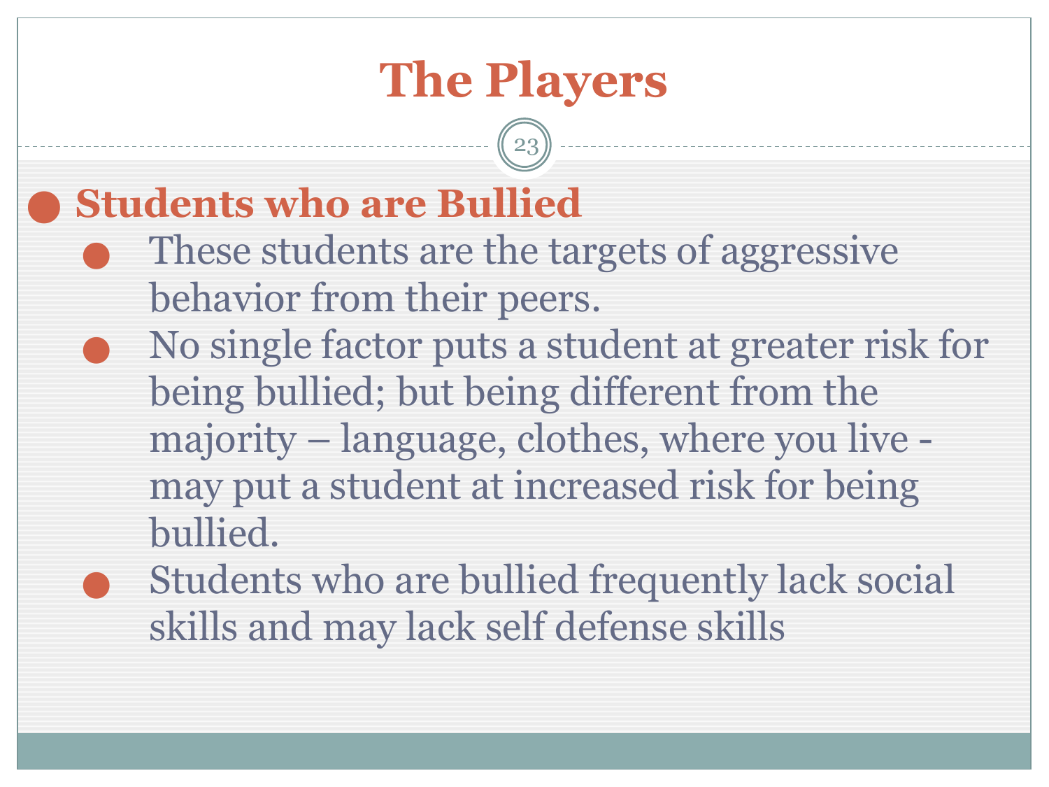# The Players

- **Students who are Bullied**
  - These students are the targets of aggressive behavior from their peers.
  - No single factor puts a student at greater risk for being bullied; but being different from the majority – language, clothes, where you live - may put a student at increased risk for being bullied.
  - Students who are bullied frequently lack social skills and may lack self defense skills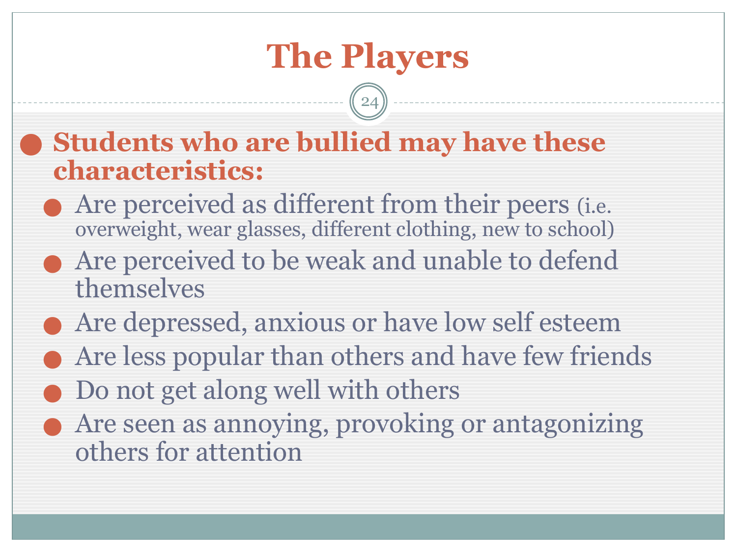# The Players

- **Students who are bullied may have these characteristics:**
  - Are perceived as different from their peers (i.e. overweight, wear glasses, different clothing, new to school)
  - Are perceived to be weak and unable to defend themselves
  - Are depressed, anxious or have low self esteem
  - Are less popular than others and have few friends
  - Do not get along well with others
  - Are seen as annoying, provoking or antagonizing others for attention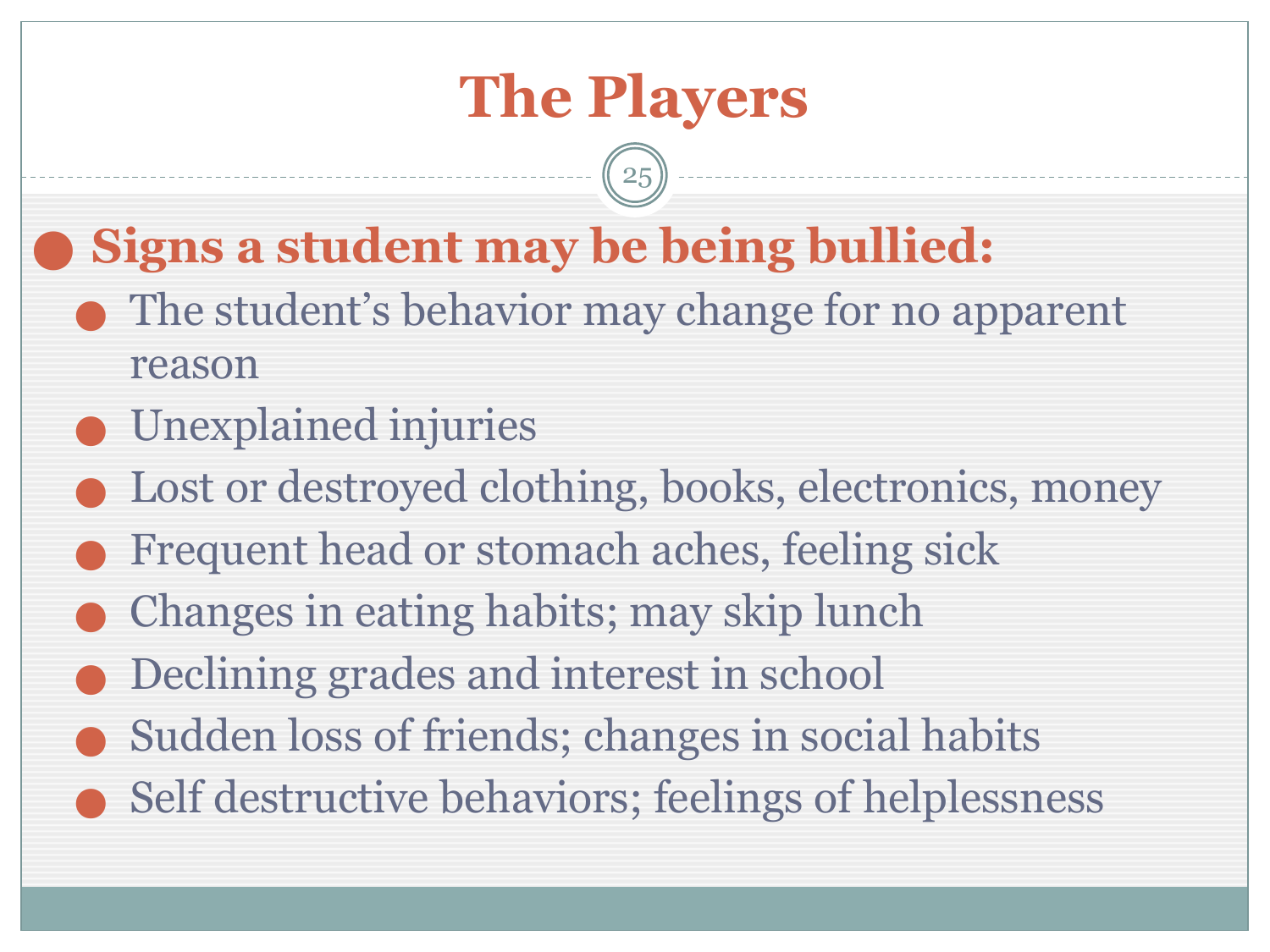# The Players

- **Signs a student may be being bullied:**
  - The student's behavior may change for no apparent reason
  - Unexplained injuries
  - Lost or destroyed clothing, books, electronics, money
  - Frequent head or stomach aches, feeling sick
  - Changes in eating habits; may skip lunch
  - Declining grades and interest in school
  - Sudden loss of friends; changes in social habits
  - Self destructive behaviors; feelings of helplessness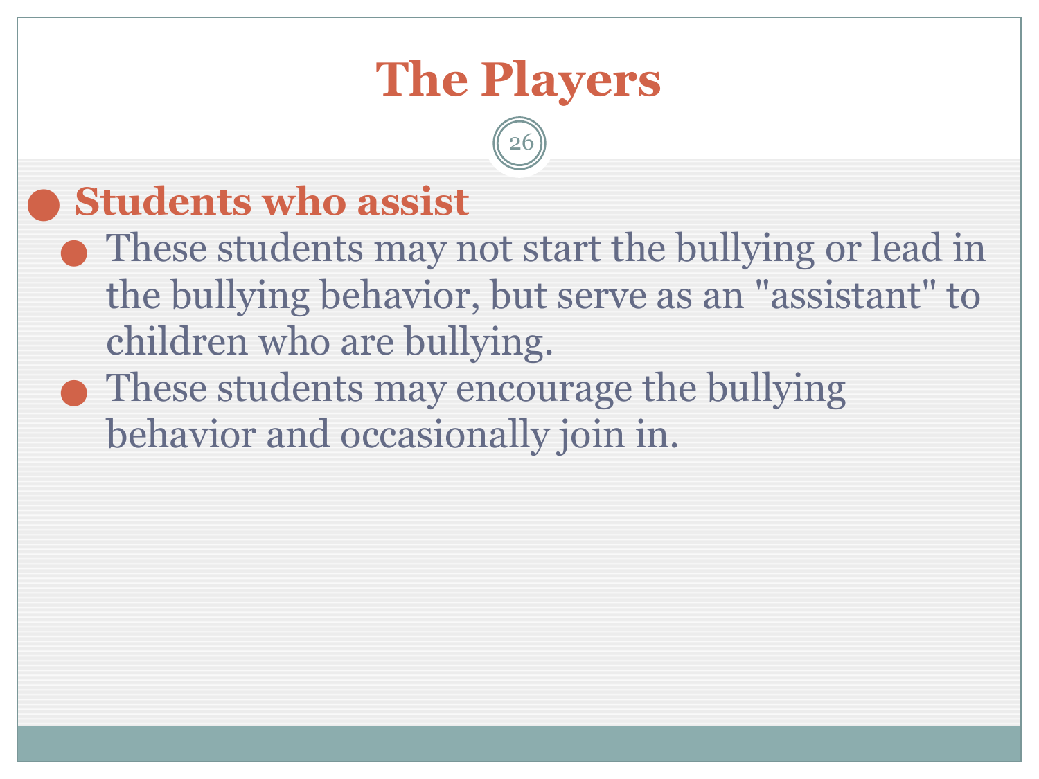# The Players

- **Students who assist**
  - These students may not start the bullying or lead in the bullying behavior, but serve as an "assistant" to children who are bullying.
  - These students may encourage the bullying behavior and occasionally join in.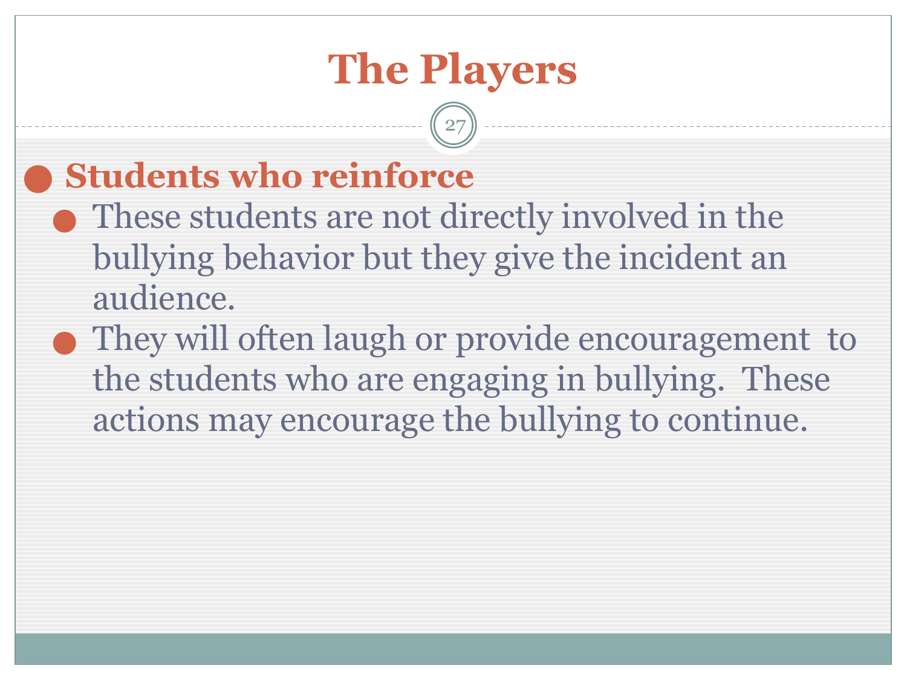# The Players

- **Students who reinforce**
  - These students are not directly involved in the bullying behavior but they give the incident an audience.
  - They will often laugh or provide encouragement to the students who are engaging in bullying. These actions may encourage the bullying to continue.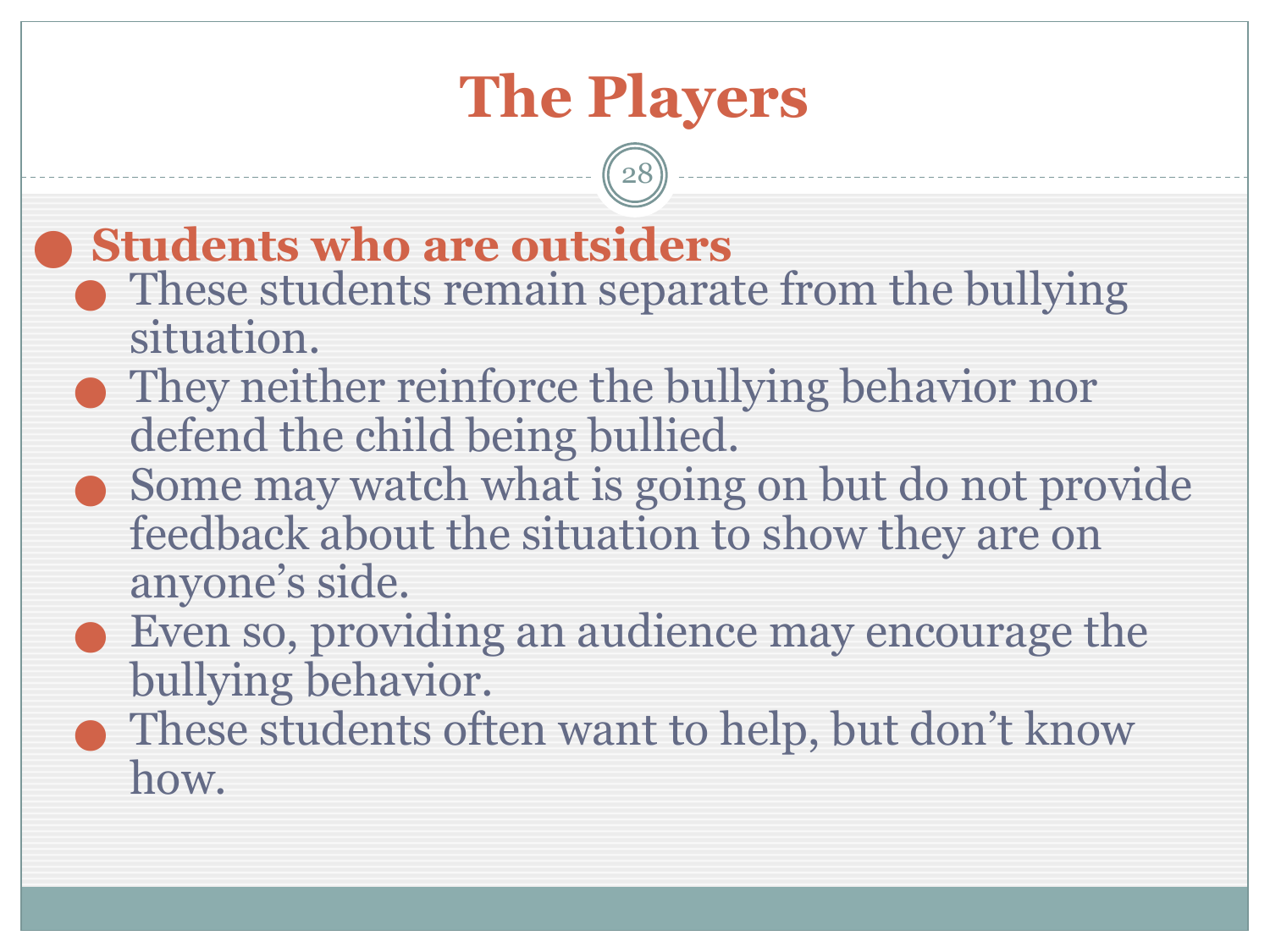# The Players

- **Students who are outsiders**
  - These students remain separate from the bullying situation.
  - They neither reinforce the bullying behavior nor defend the child being bullied.
  - Some may watch what is going on but do not provide feedback about the situation to show they are on anyone's side.
  - Even so, providing an audience may encourage the bullying behavior.
  - These students often want to help, but don't know how.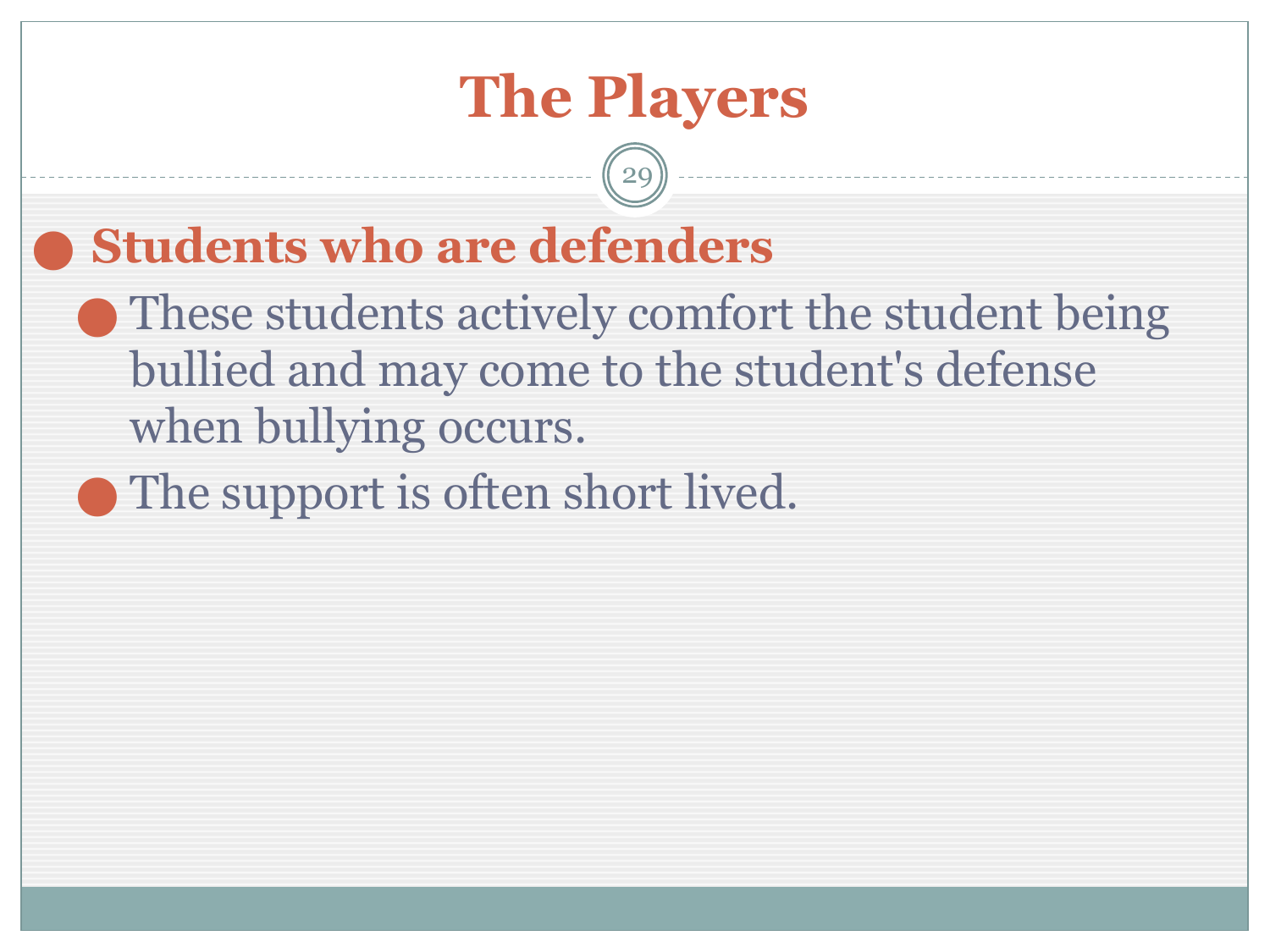# The Players

- **Students who are defenders**
  - These students actively comfort the student being bullied and may come to the student's defense when bullying occurs.
  - The support is often short lived.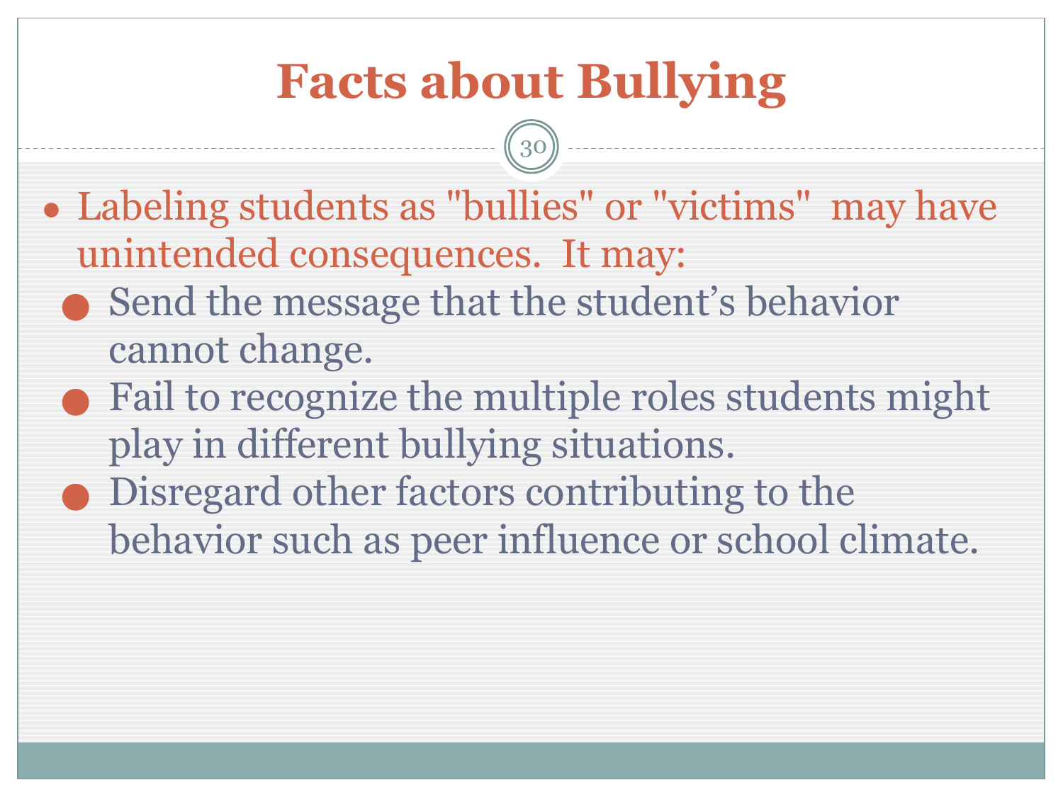# Facts about Bullying

- Labeling students as "bullies" or "victims" may have unintended consequences. It may:
  - Send the message that the student's behavior cannot change.
  - Fail to recognize the multiple roles students might play in different bullying situations.
  - Disregard other factors contributing to the behavior such as peer influence or school climate.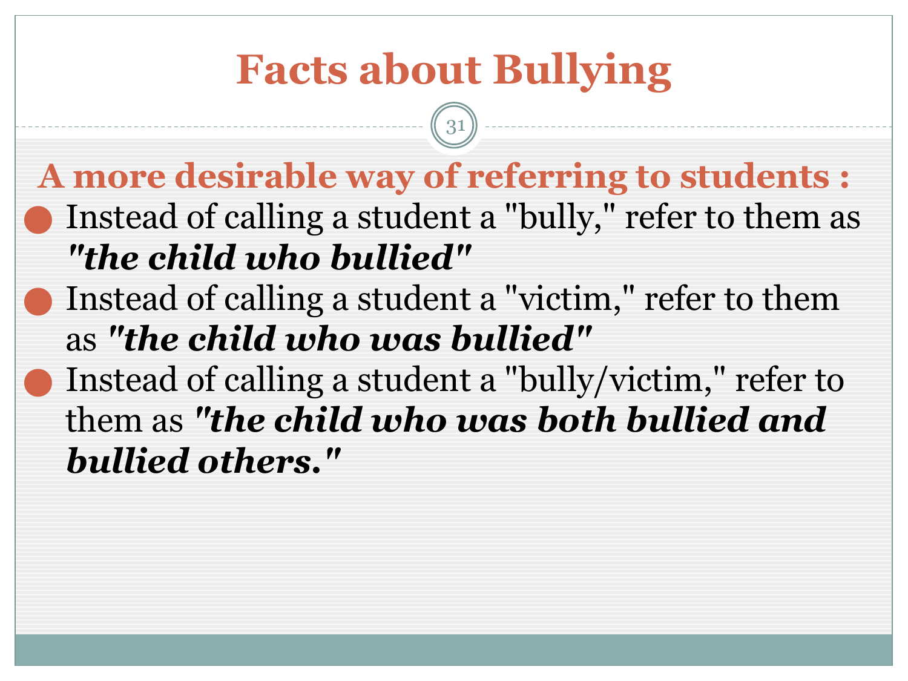# Facts about Bullying

## A more desirable way of referring to students :

- Instead of calling a student a "bully," refer to them as ***"the child who bullied"***
- Instead of calling a student a "victim," refer to them as ***"the child who was bullied"***
- Instead of calling a student a "bully/victim," refer to them as ***"the child who was both bullied and bullied others."***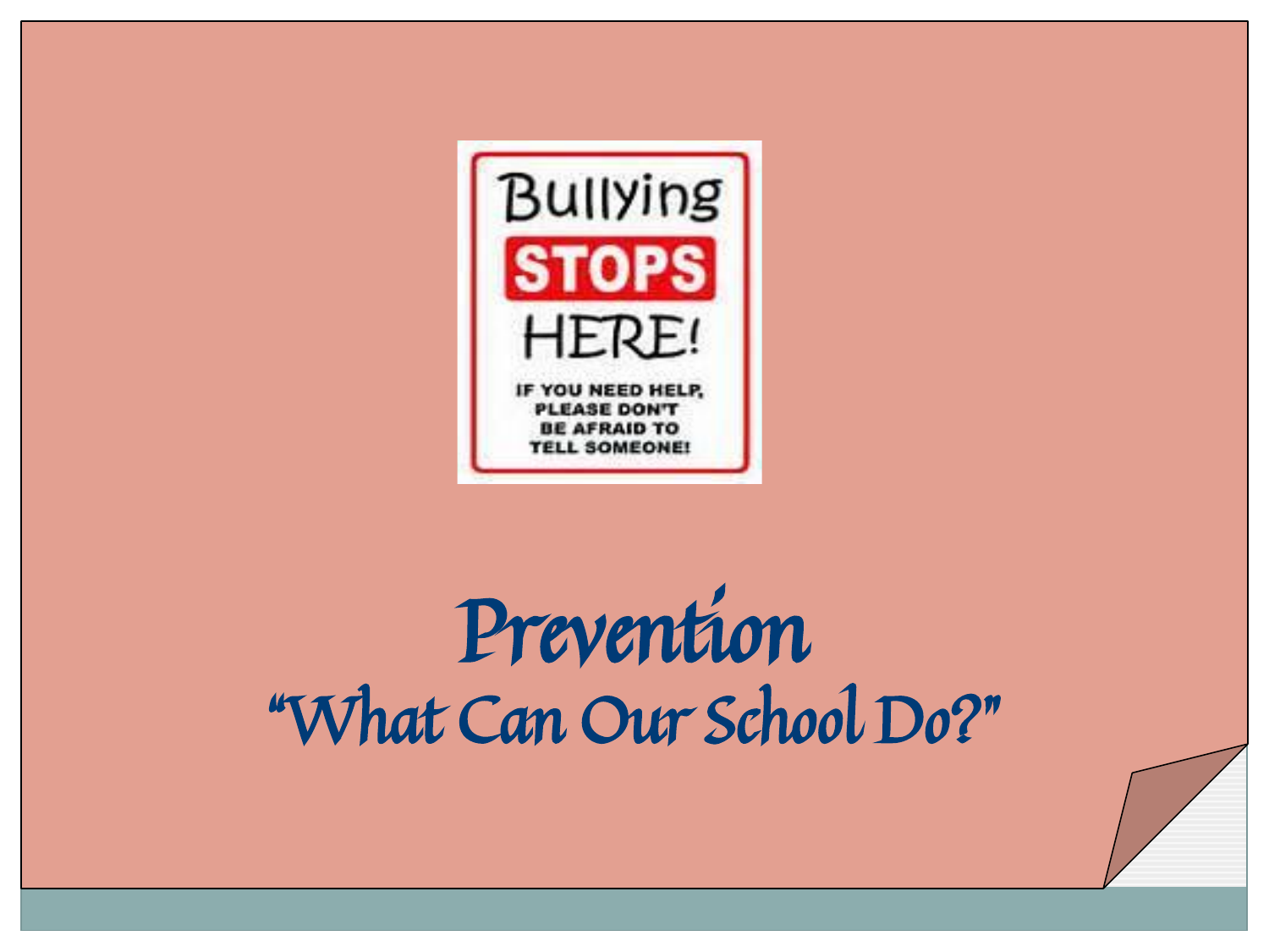Bullying **STOPS** HERE!

IF YOU NEED HELP, PLEASE DON'T BE AFRAID TO TELL SOMEONE!

# Prevention

## "What Can Our School Do?"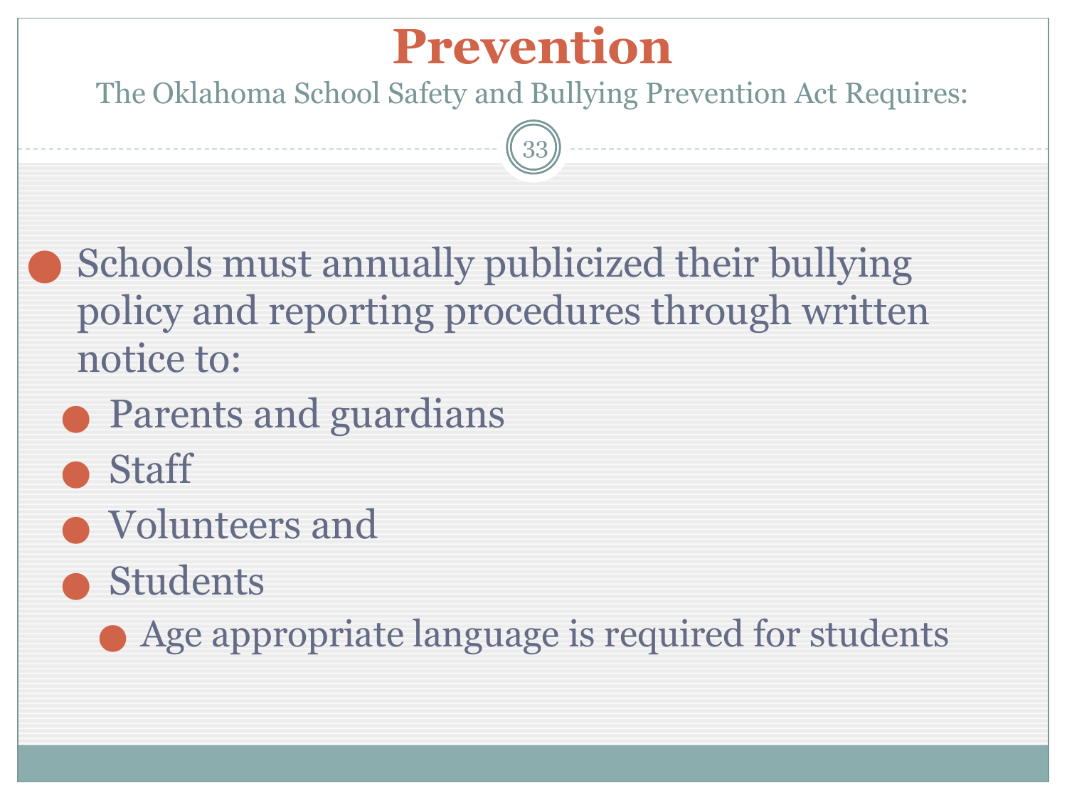# Prevention

The Oklahoma School Safety and Bullying Prevention Act Requires:

- Schools must annually publicized their bullying policy and reporting procedures through written notice to:
  - Parents and guardians
  - Staff
  - Volunteers and
  - Students
    - Age appropriate language is required for students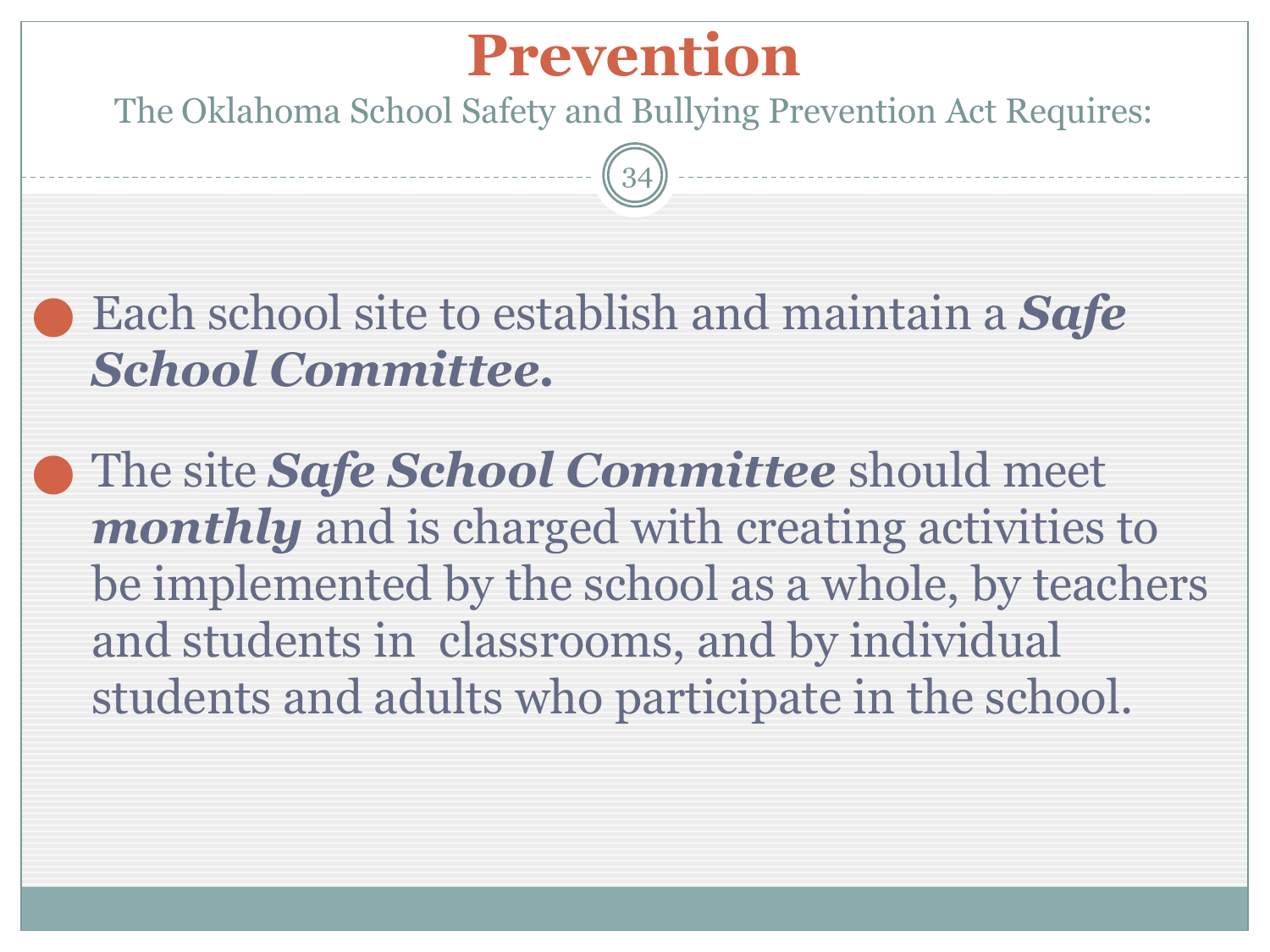# Prevention

The Oklahoma School Safety and Bullying Prevention Act Requires:

- Each school site to establish and maintain a ***Safe School Committee.***

- The site ***Safe School Committee*** should meet ***monthly*** and is charged with creating activities to be implemented by the school as a whole, by teachers and students in classrooms, and by individual students and adults who participate in the school.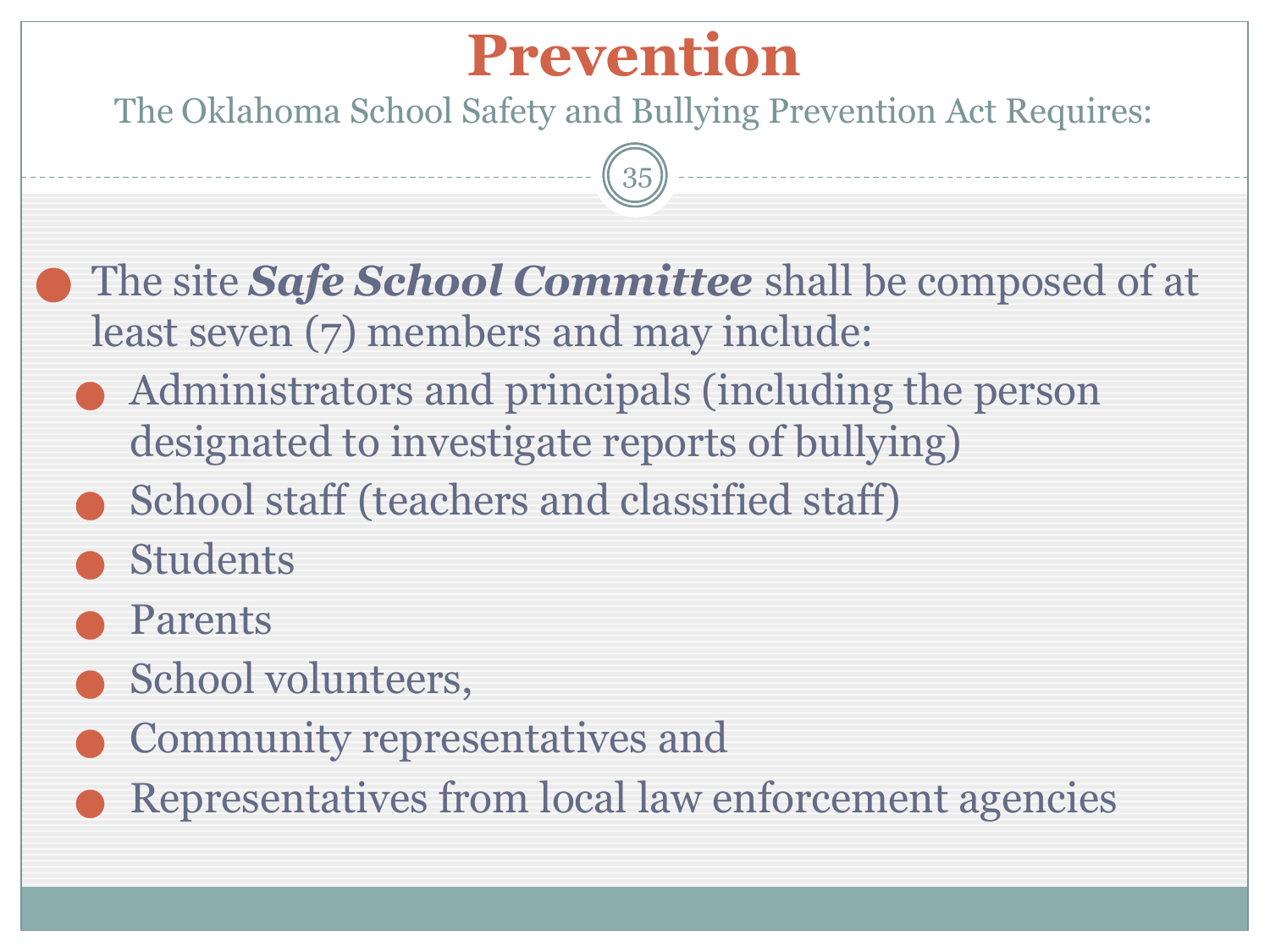# Prevention

The Oklahoma School Safety and Bullying Prevention Act Requires:

- The site ***Safe School Committee*** shall be composed of at least seven (7) members and may include:
  - Administrators and principals (including the person designated to investigate reports of bullying)
  - School staff (teachers and classified staff)
  - Students
  - Parents
  - School volunteers,
  - Community representatives and
  - Representatives from local law enforcement agencies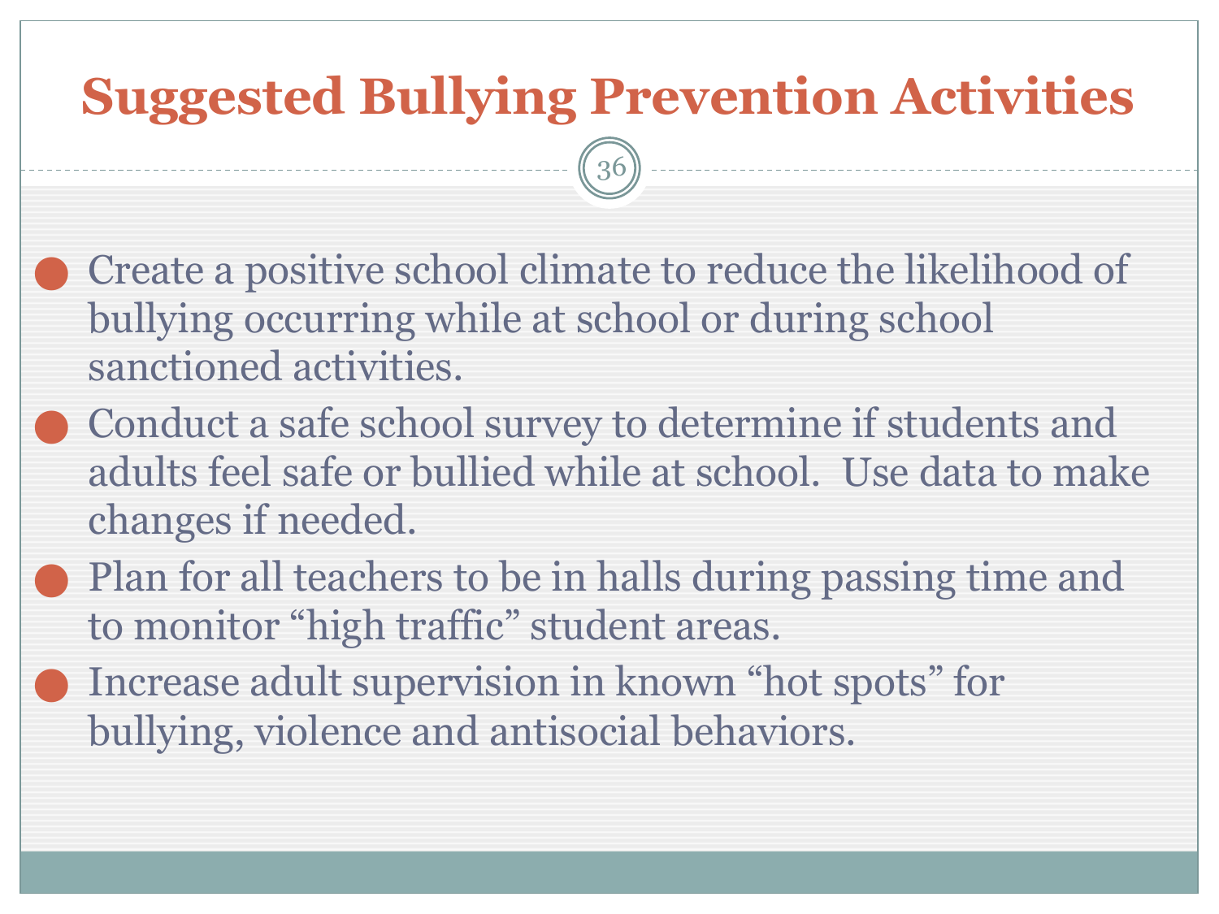# Suggested Bullying Prevention Activities

- Create a positive school climate to reduce the likelihood of bullying occurring while at school or during school sanctioned activities.
- Conduct a safe school survey to determine if students and adults feel safe or bullied while at school. Use data to make changes if needed.
- Plan for all teachers to be in halls during passing time and to monitor "high traffic" student areas.
- Increase adult supervision in known "hot spots" for bullying, violence and antisocial behaviors.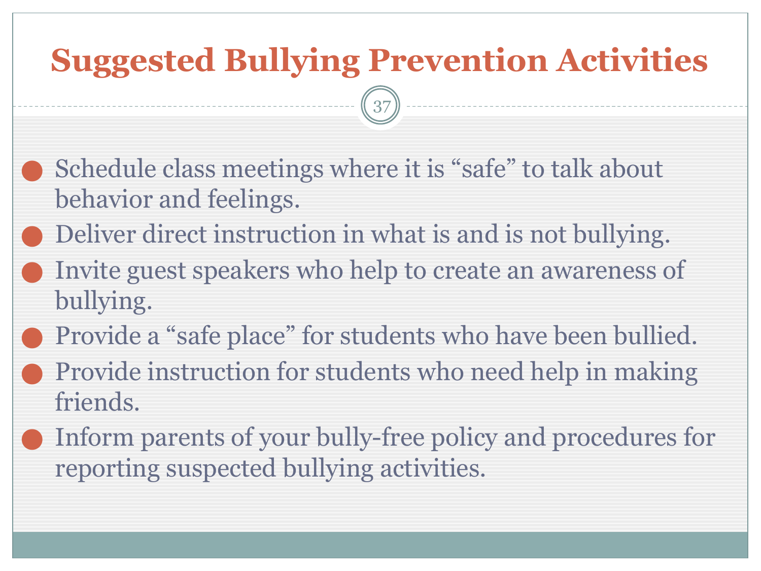# Suggested Bullying Prevention Activities

- Schedule class meetings where it is "safe" to talk about behavior and feelings.
- Deliver direct instruction in what is and is not bullying.
- Invite guest speakers who help to create an awareness of bullying.
- Provide a "safe place" for students who have been bullied.
- Provide instruction for students who need help in making friends.
- Inform parents of your bully-free policy and procedures for reporting suspected bullying activities.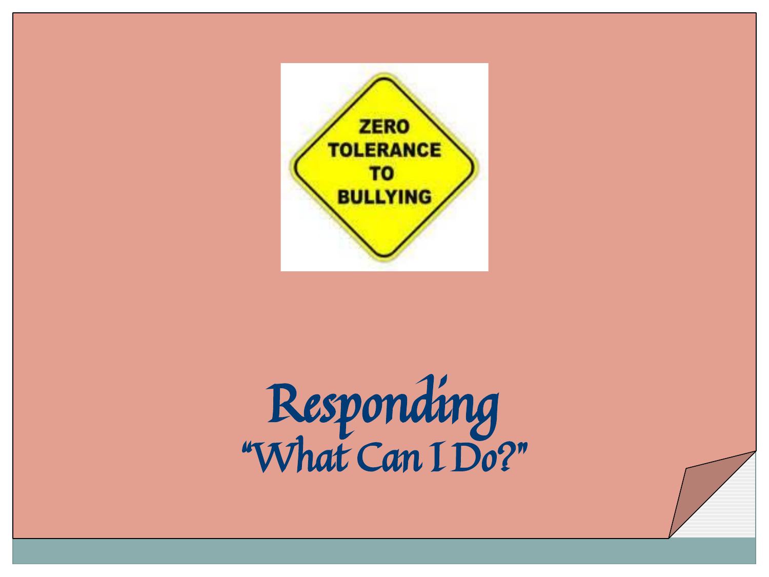ZERO TOLERANCE TO BULLYING

# Responding

## "What Can I Do?"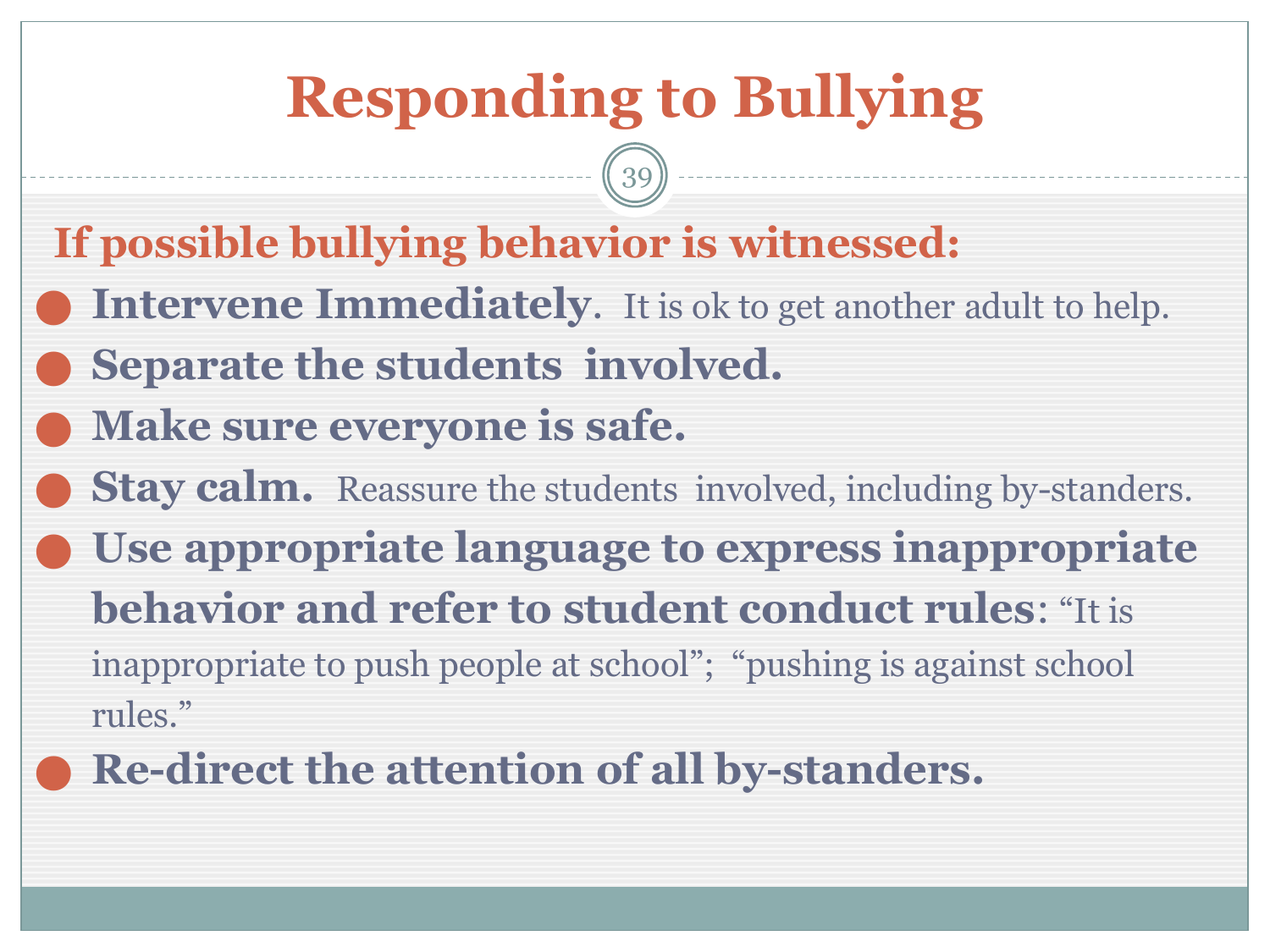# Responding to Bullying

## If possible bullying behavior is witnessed:

- **Intervene Immediately**. It is ok to get another adult to help.
- **Separate the students involved.**
- **Make sure everyone is safe.**
- **Stay calm.** Reassure the students involved, including by-standers.
- **Use appropriate language to express inappropriate behavior and refer to student conduct rules**: "It is inappropriate to push people at school"; "pushing is against school rules."
- **Re-direct the attention of all by-standers.**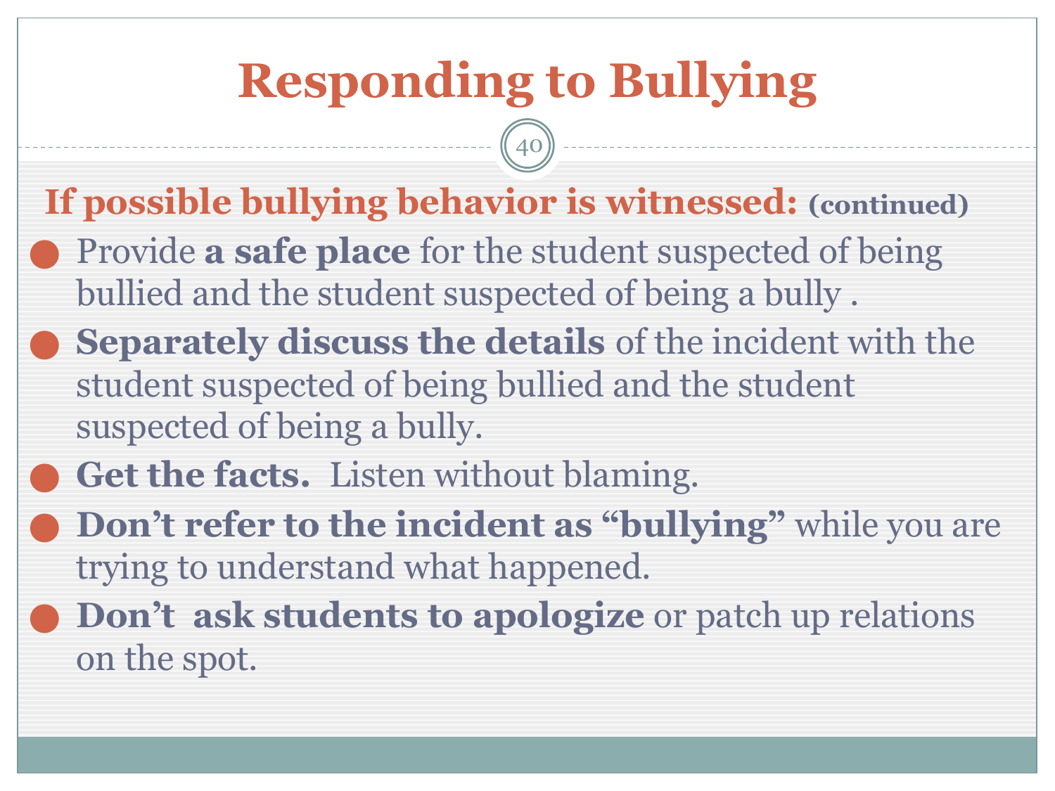# Responding to Bullying

## If possible bullying behavior is witnessed: (continued)

- Provide **a safe place** for the student suspected of being bullied and the student suspected of being a bully .
- **Separately discuss the details** of the incident with the student suspected of being bullied and the student suspected of being a bully.
- **Get the facts.** Listen without blaming.
- **Don't refer to the incident as "bullying"** while you are trying to understand what happened.
- **Don't ask students to apologize** or patch up relations on the spot.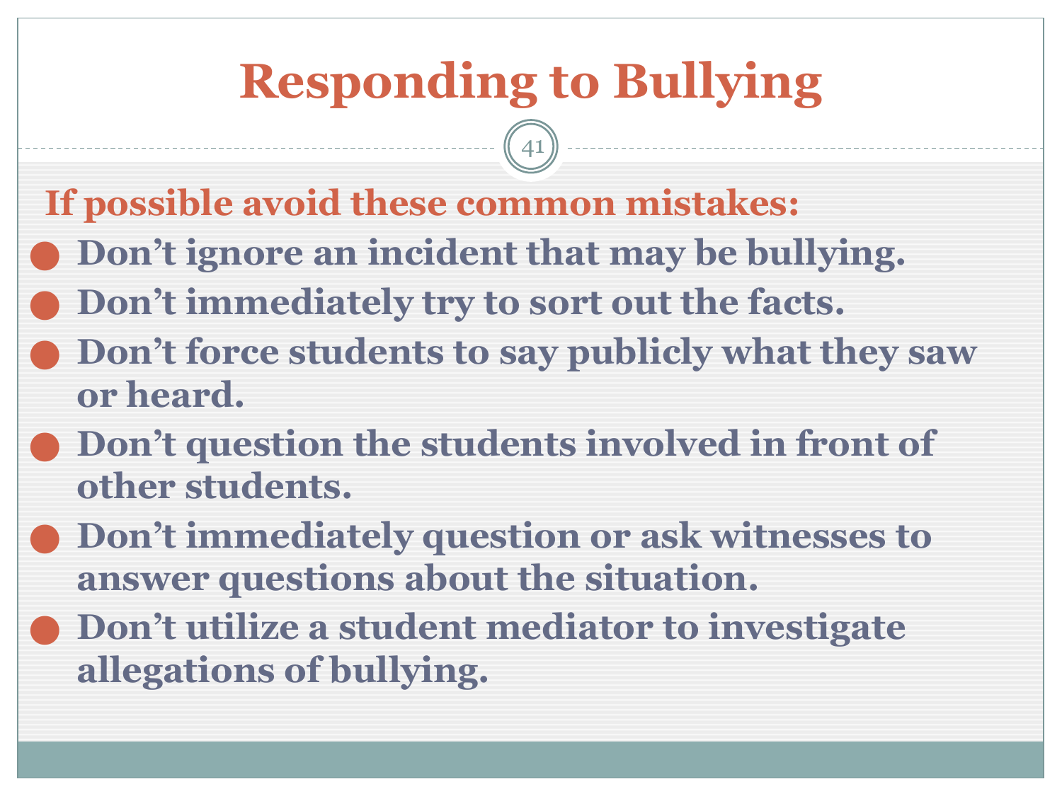# Responding to Bullying

**If possible avoid these common mistakes:**

- **Don't ignore an incident that may be bullying.**
- **Don't immediately try to sort out the facts.**
- **Don't force students to say publicly what they saw or heard.**
- **Don't question the students involved in front of other students.**
- **Don't immediately question or ask witnesses to answer questions about the situation.**
- **Don't utilize a student mediator to investigate allegations of bullying.**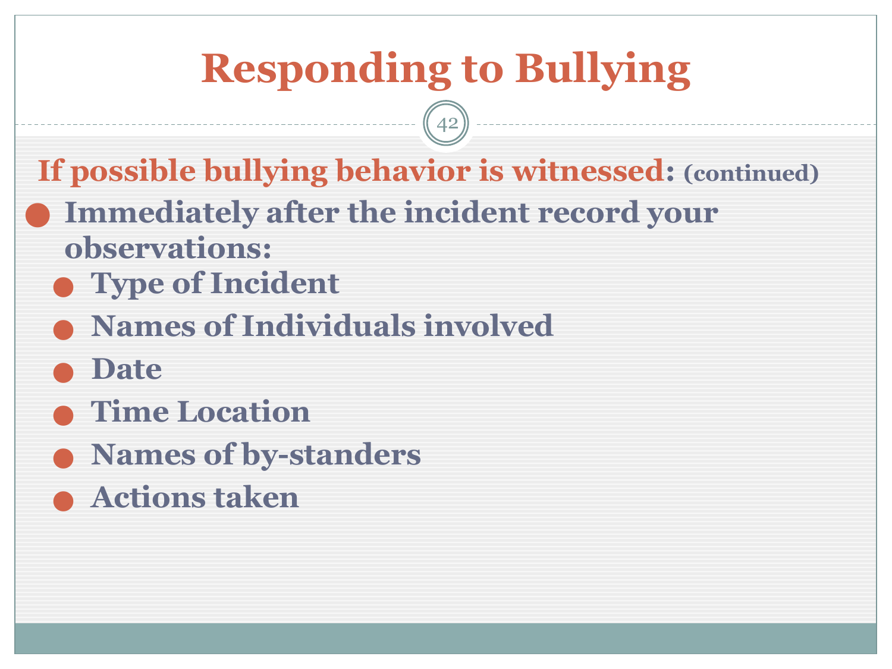# Responding to Bullying

**If possible bullying behavior is witnessed: (continued)**

- **Immediately after the incident record your observations:**
  - **Type of Incident**
  - **Names of Individuals involved**
  - **Date**
  - **Time Location**
  - **Names of by-standers**
  - **Actions taken**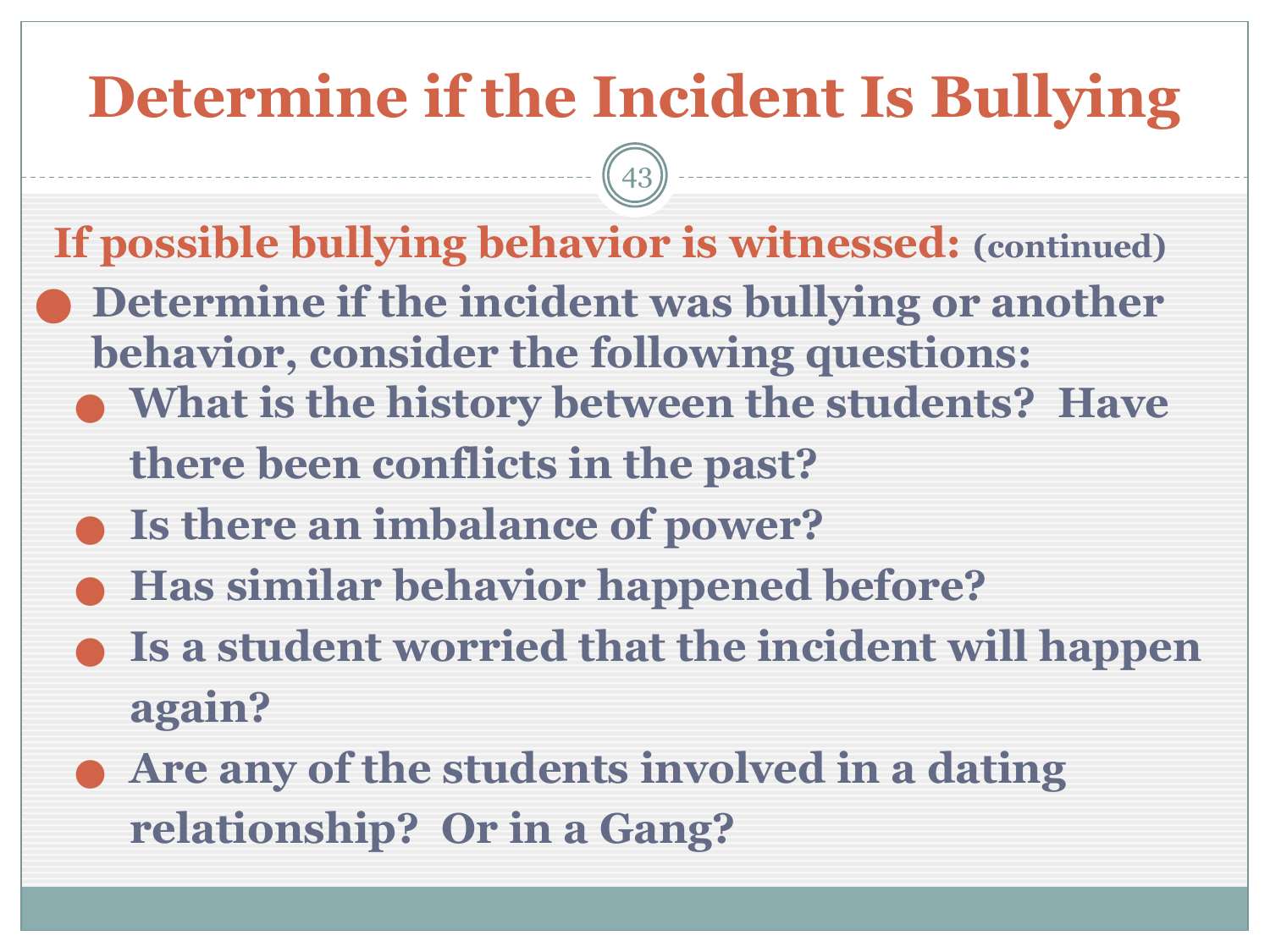# Determine if the Incident Is Bullying

**If possible bullying behavior is witnessed:** (continued)

- Determine if the incident was bullying or another behavior, consider the following questions:
  - What is the history between the students? Have there been conflicts in the past?
  - Is there an imbalance of power?
  - Has similar behavior happened before?
  - Is a student worried that the incident will happen again?
  - Are any of the students involved in a dating relationship? Or in a Gang?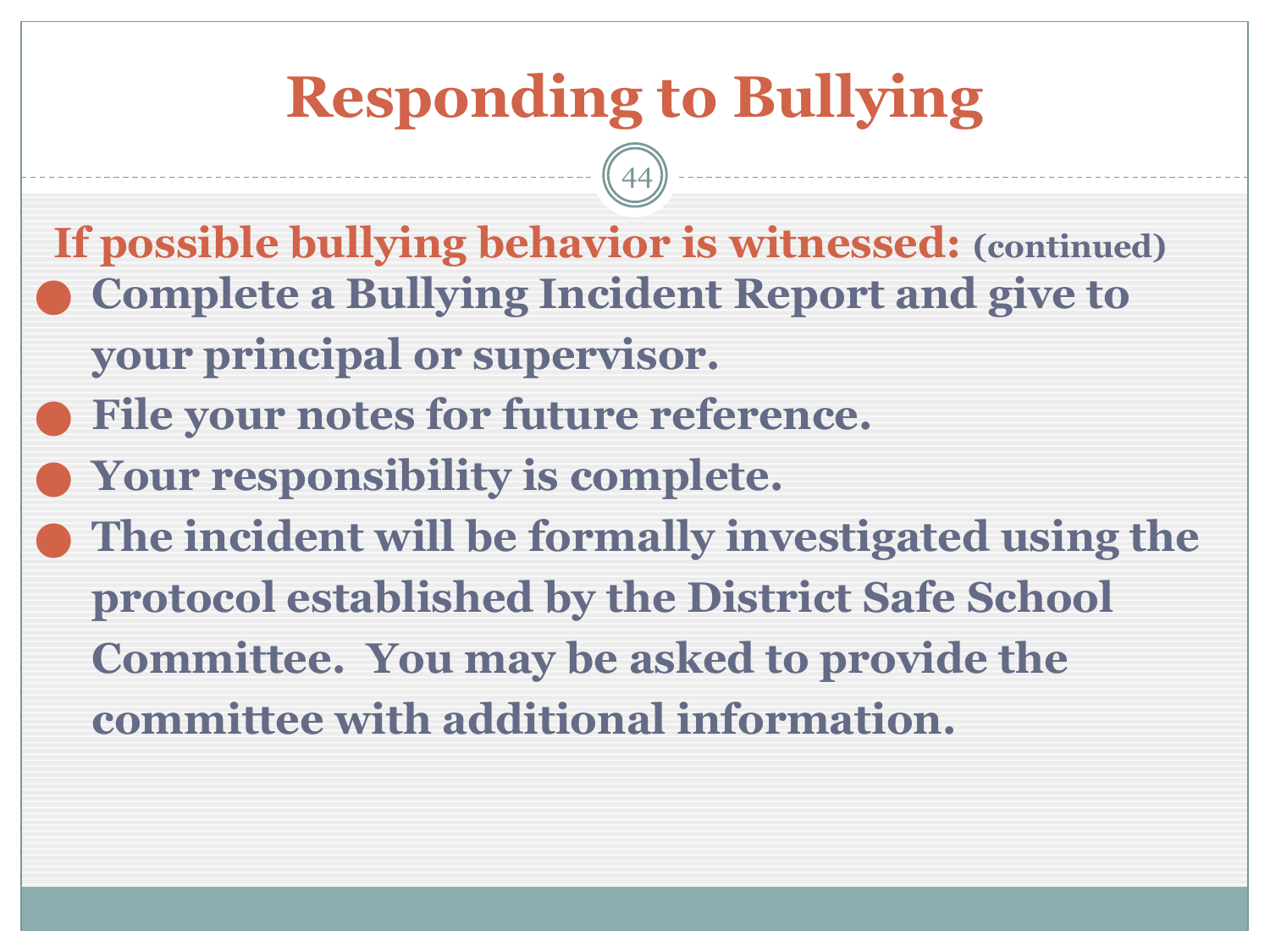# Responding to Bullying

**If possible bullying behavior is witnessed:** (continued)

- Complete a Bullying Incident Report and give to your principal or supervisor.
- File your notes for future reference.
- Your responsibility is complete.
- The incident will be formally investigated using the protocol established by the District Safe School Committee. You may be asked to provide the committee with additional information.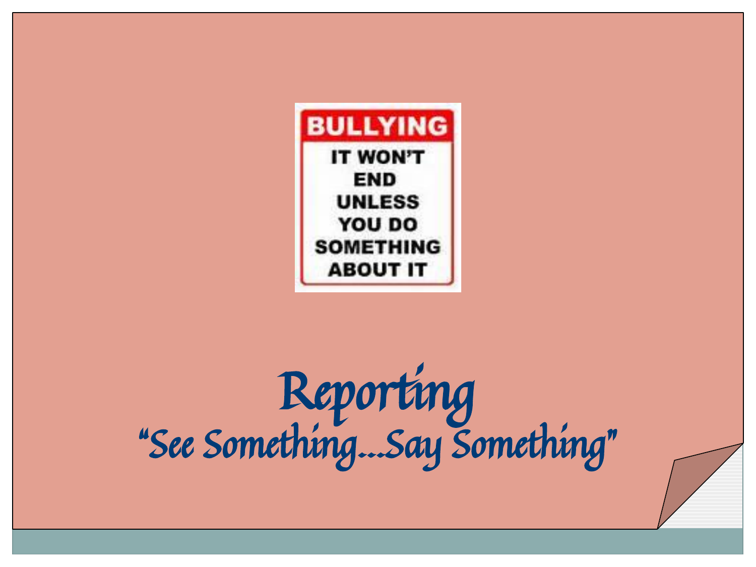BULLYING

IT WON'T END UNLESS YOU DO SOMETHING ABOUT IT

# Reporting

## "See Something…Say Something"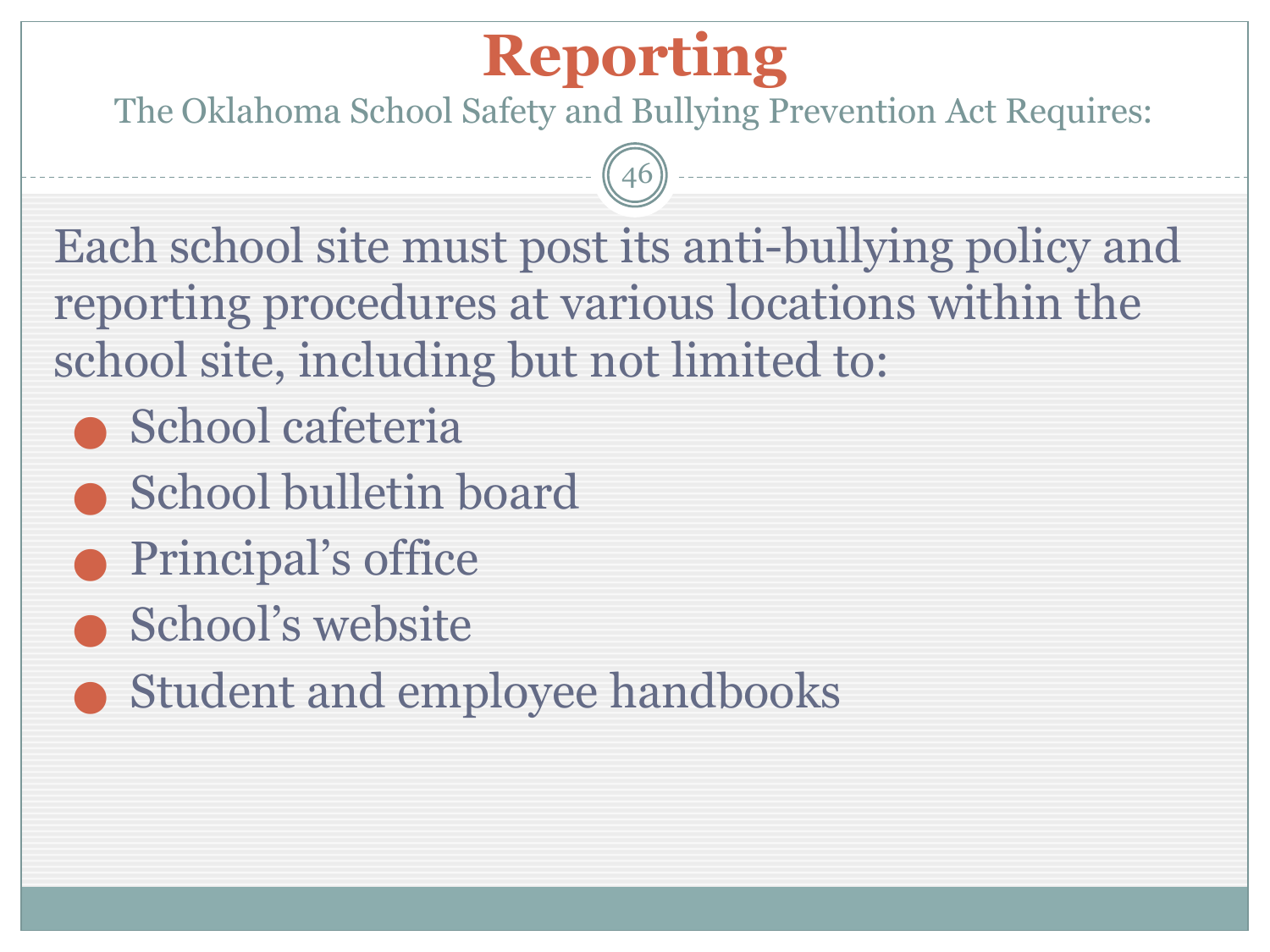# Reporting

The Oklahoma School Safety and Bullying Prevention Act Requires:

Each school site must post its anti-bullying policy and reporting procedures at various locations within the school site, including but not limited to:

- School cafeteria
- School bulletin board
- Principal's office
- School's website
- Student and employee handbooks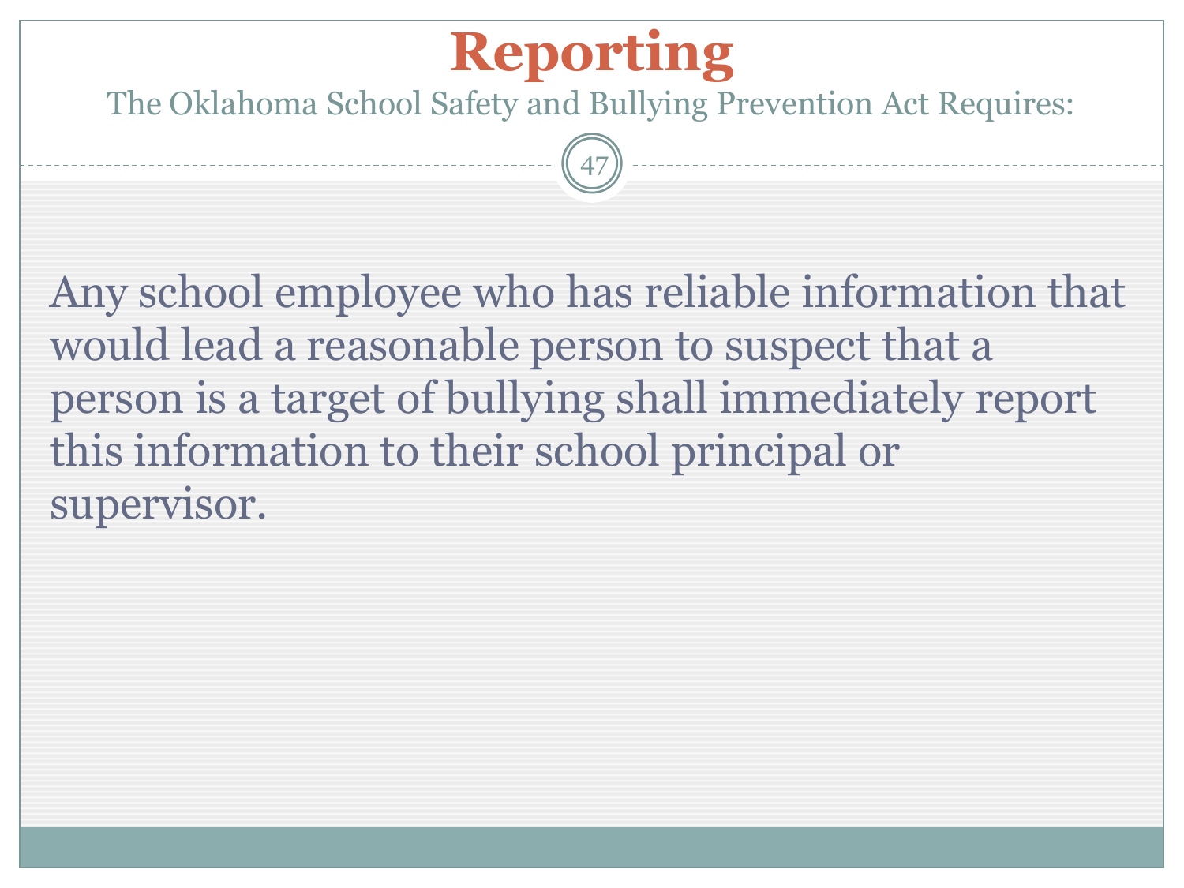# Reporting

## The Oklahoma School Safety and Bullying Prevention Act Requires:

Any school employee who has reliable information that would lead a reasonable person to suspect that a person is a target of bullying shall immediately report this information to their school principal or supervisor.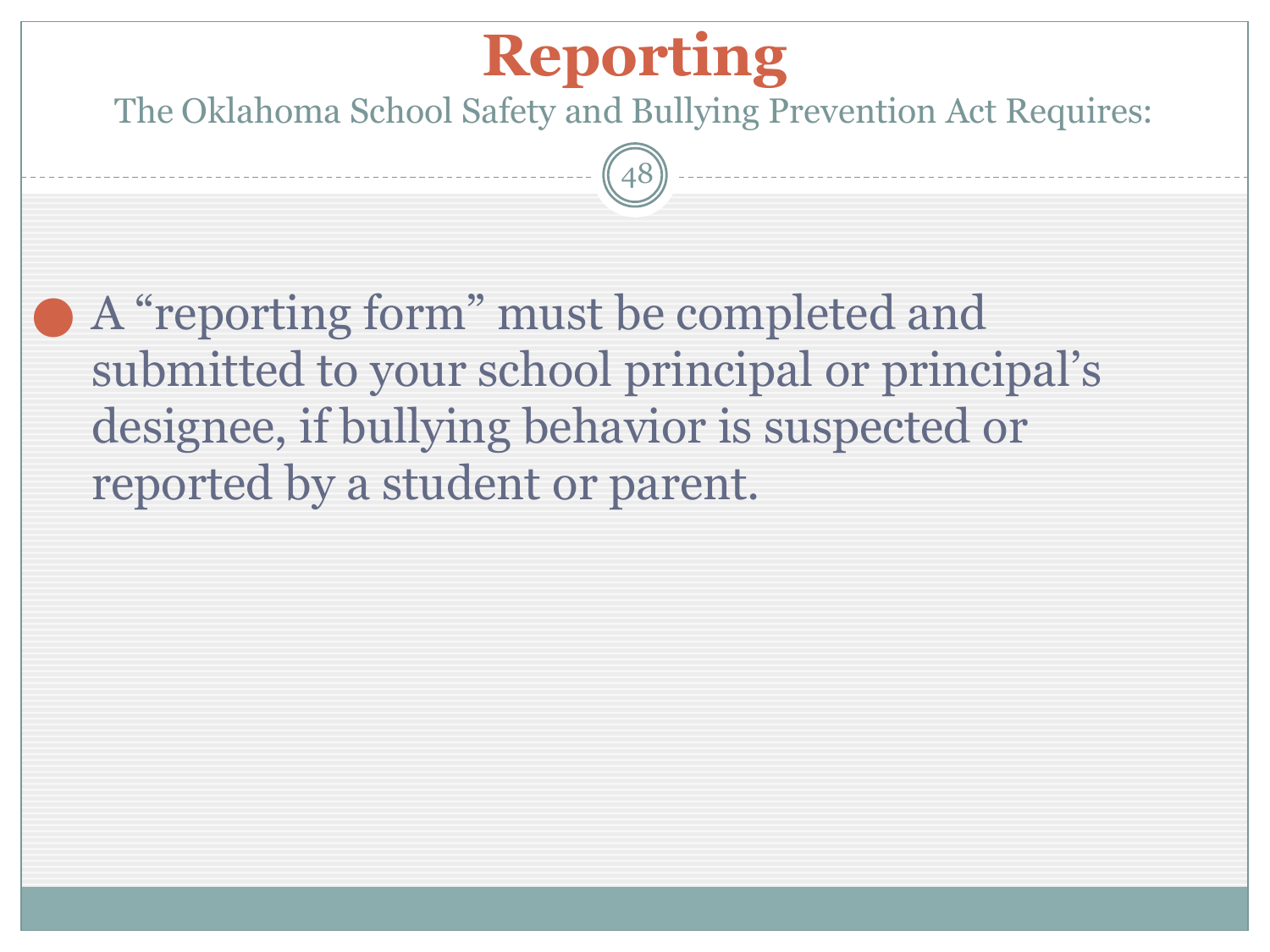# Reporting

The Oklahoma School Safety and Bullying Prevention Act Requires:

- A “reporting form” must be completed and submitted to your school principal or principal’s designee, if bullying behavior is suspected or reported by a student or parent.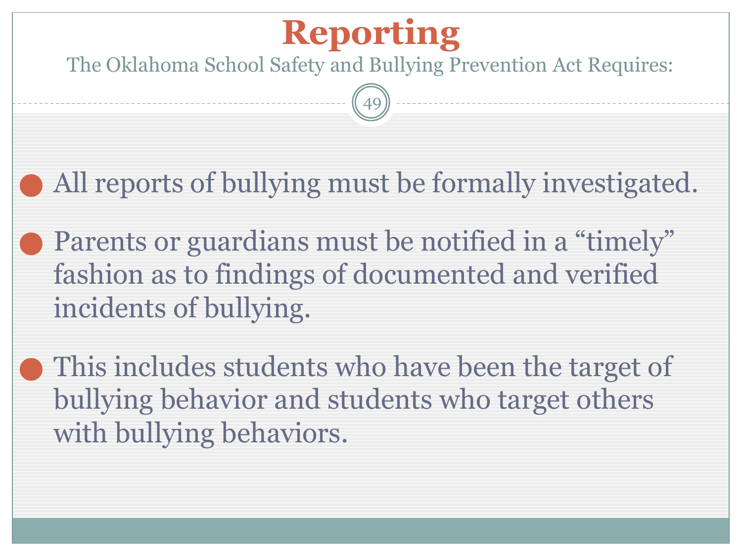# Reporting

The Oklahoma School Safety and Bullying Prevention Act Requires:

- All reports of bullying must be formally investigated.
- Parents or guardians must be notified in a "timely" fashion as to findings of documented and verified incidents of bullying.
- This includes students who have been the target of bullying behavior and students who target others with bullying behaviors.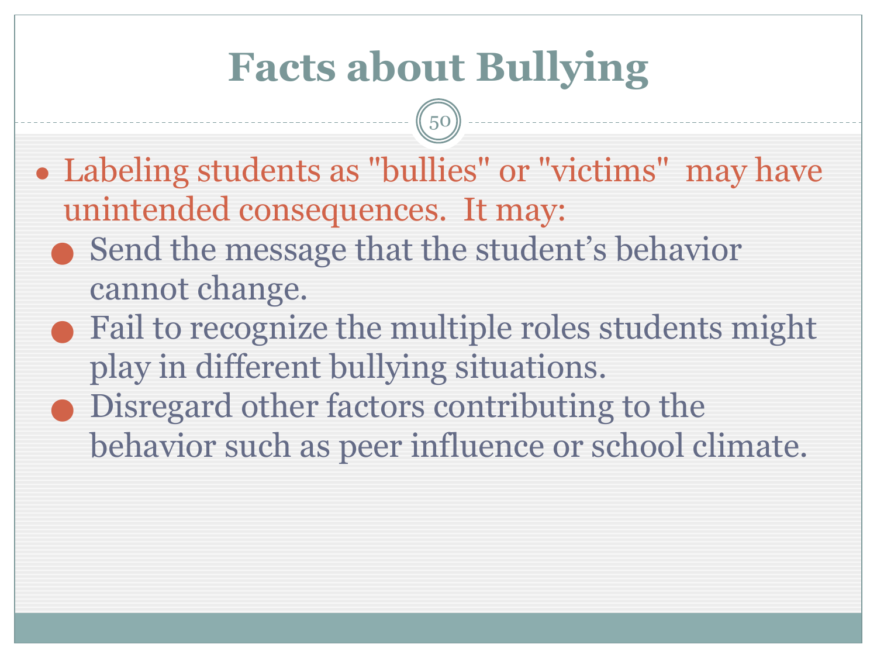# Facts about Bullying

- Labeling students as "bullies" or "victims" may have unintended consequences. It may:
  - Send the message that the student's behavior cannot change.
  - Fail to recognize the multiple roles students might play in different bullying situations.
  - Disregard other factors contributing to the behavior such as peer influence or school climate.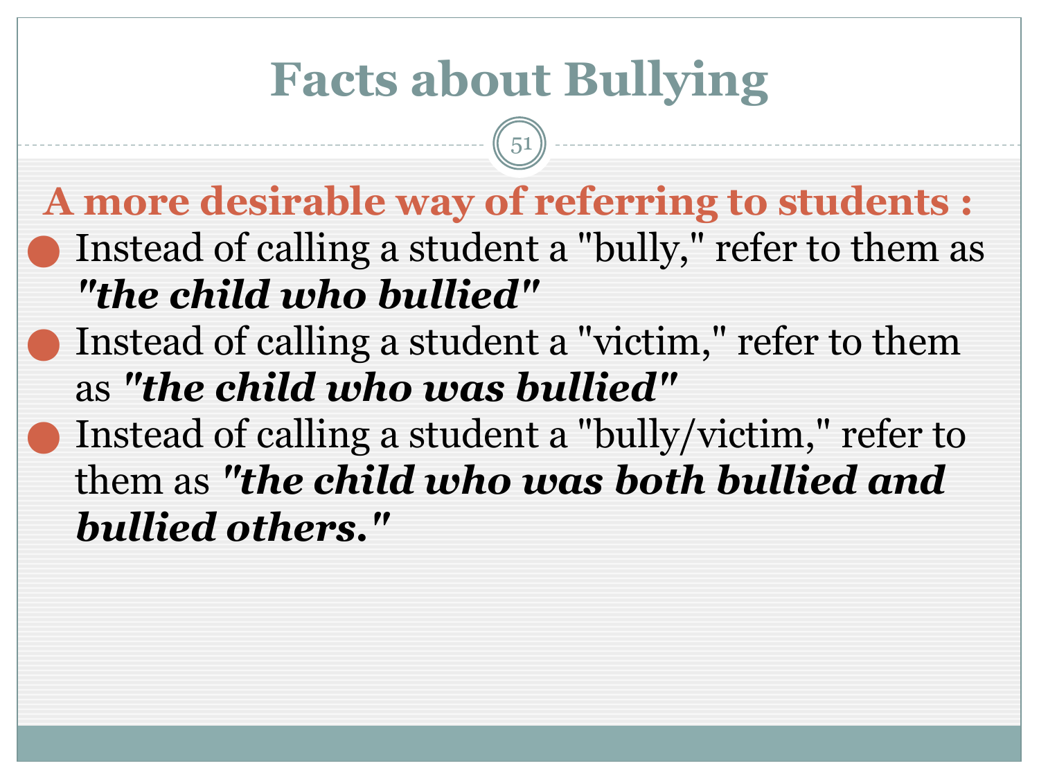# Facts about Bullying

**A more desirable way of referring to students :**

- Instead of calling a student a "bully," refer to them as ***"the child who bullied"***
- Instead of calling a student a "victim," refer to them as ***"the child who was bullied"***
- Instead of calling a student a "bully/victim," refer to them as ***"the child who was both bullied and bullied others."***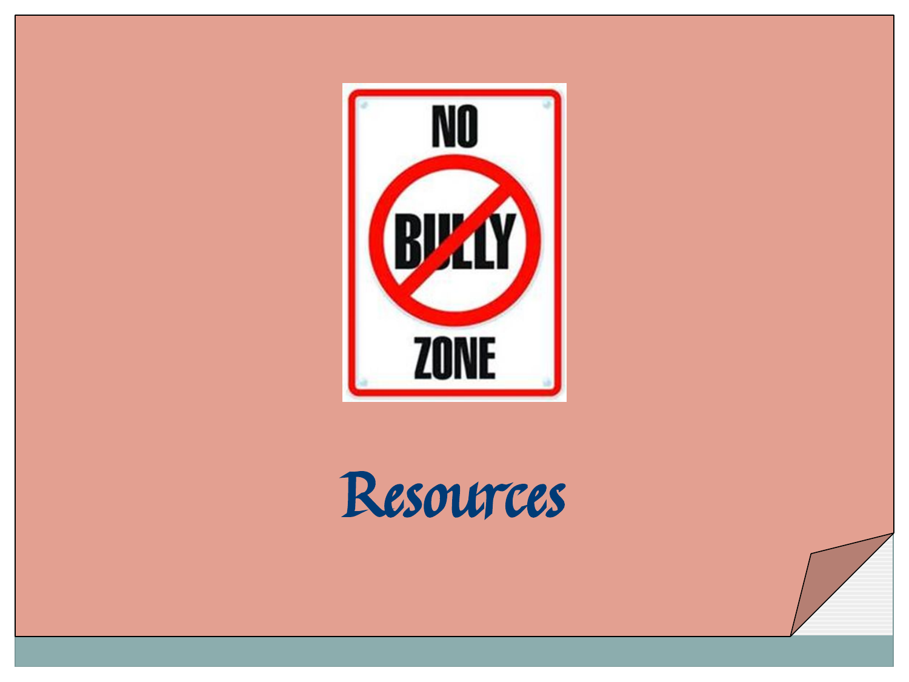NO BULLY ZONE

# Resources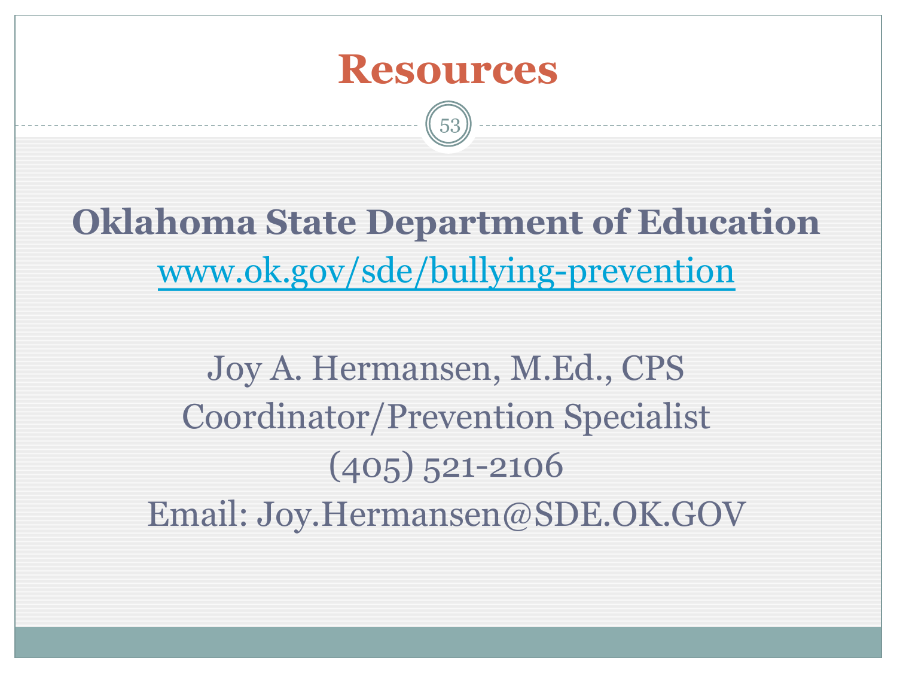# Resources

**Oklahoma State Department of Education**

[www.ok.gov/sde/bullying-prevention](http://www.ok.gov/sde/bullying-prevention)

Joy A. Hermansen, M.Ed., CPS

Coordinator/Prevention Specialist

(405) 521-2106

Email: Joy.Hermansen@SDE.OK.GOV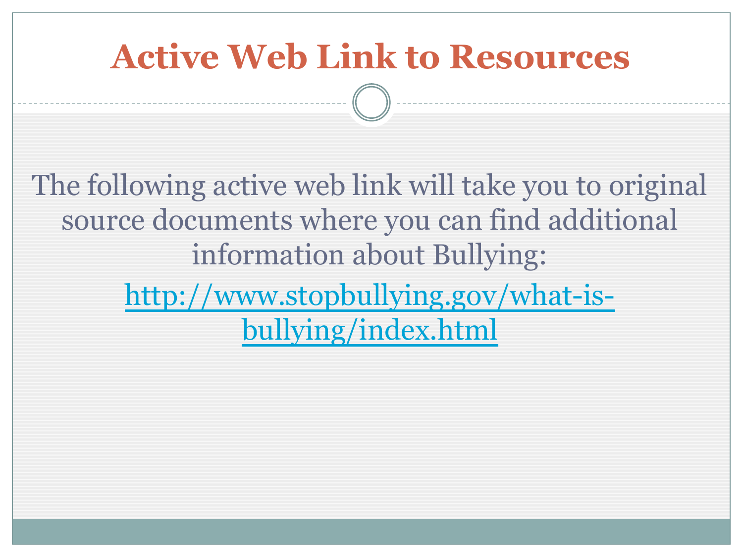# Active Web Link to Resources

The following active web link will take you to original source documents where you can find additional information about Bullying:

http://www.stopbullying.gov/what-is-bullying/index.html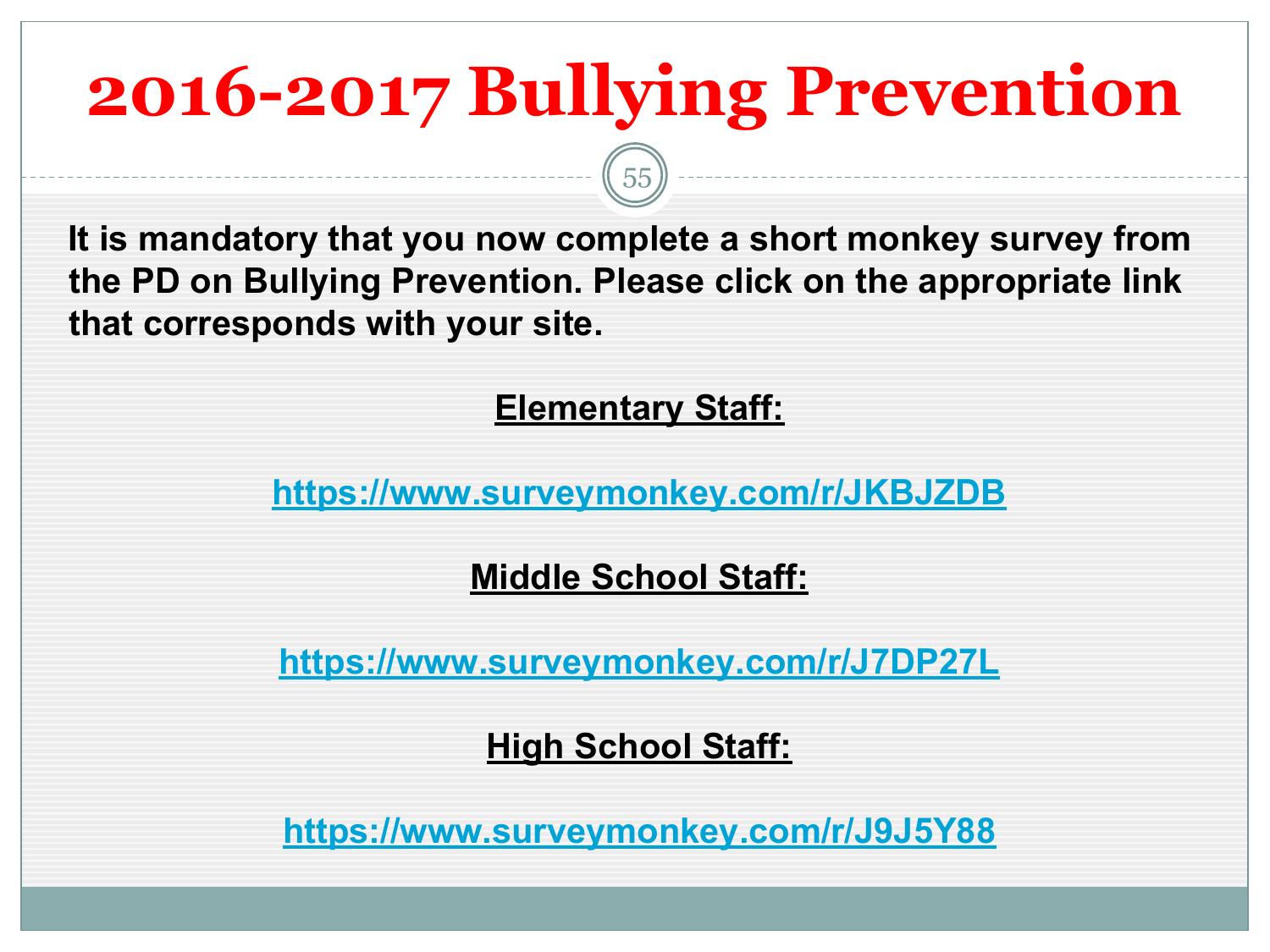# 2016-2017 Bullying Prevention

**It is mandatory that you now complete a short monkey survey from the PD on Bullying Prevention. Please click on the appropriate link that corresponds with your site.**

**Elementary Staff:**

https://www.surveymonkey.com/r/JKBJZDB

**Middle School Staff:**

https://www.surveymonkey.com/r/J7DP27L

**High School Staff:**

https://www.surveymonkey.com/r/J9J5Y88